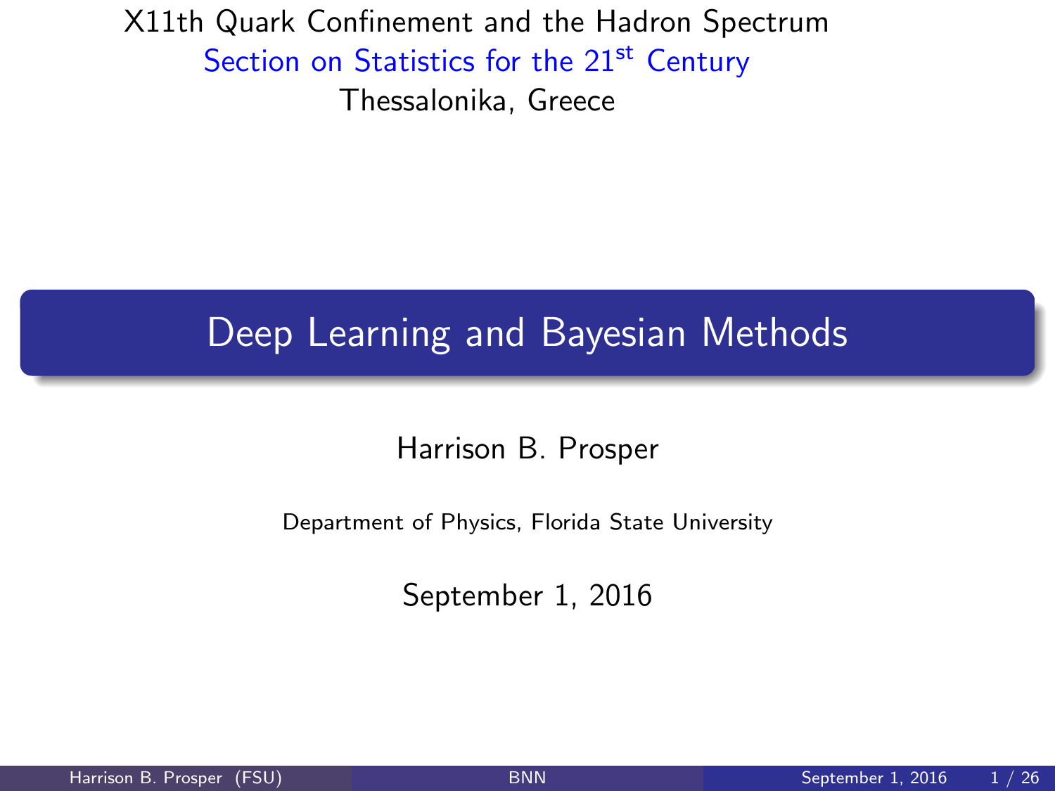X11th Quark Confinement and the Hadron Spectrum

Section on Statistics for the 21$^{st}$ Century

Thessalonika, Greece

# Deep Learning and Bayesian Methods

Harrison B. Prosper

Department of Physics, Florida State University

September 1, 2016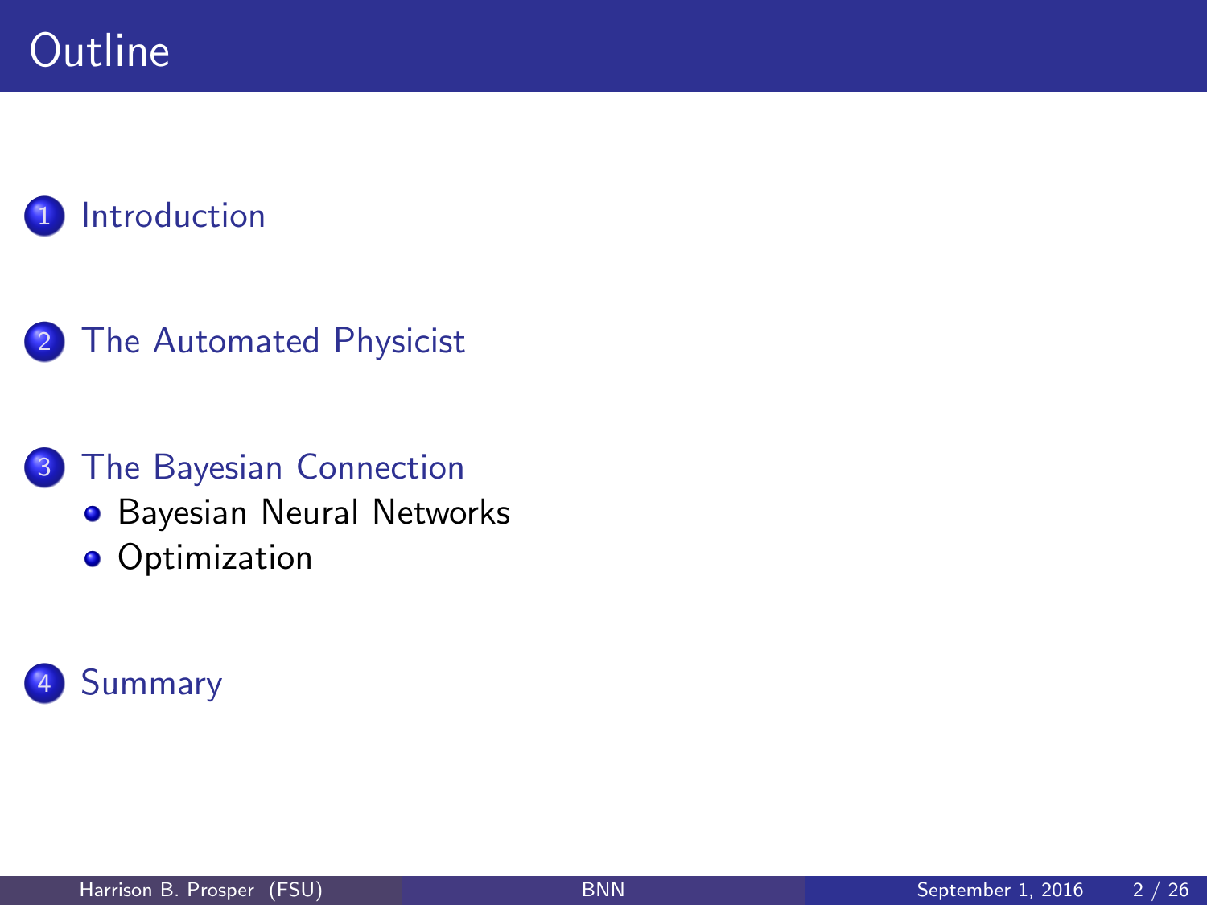# Outline

1. Introduction

2. The Automated Physicist

3. The Bayesian Connection
   - Bayesian Neural Networks
   - Optimization

4. Summary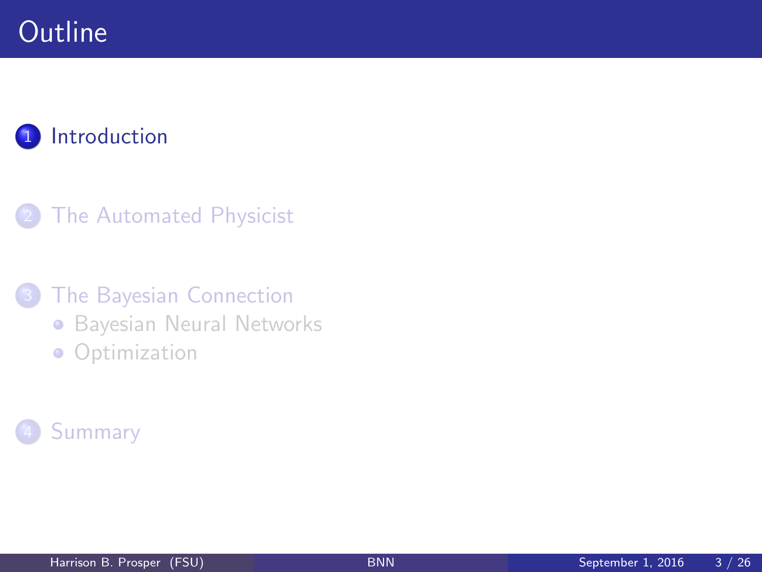# Outline

1. Introduction

2. The Automated Physicist

3. The Bayesian Connection
   - Bayesian Neural Networks
   - Optimization

4. Summary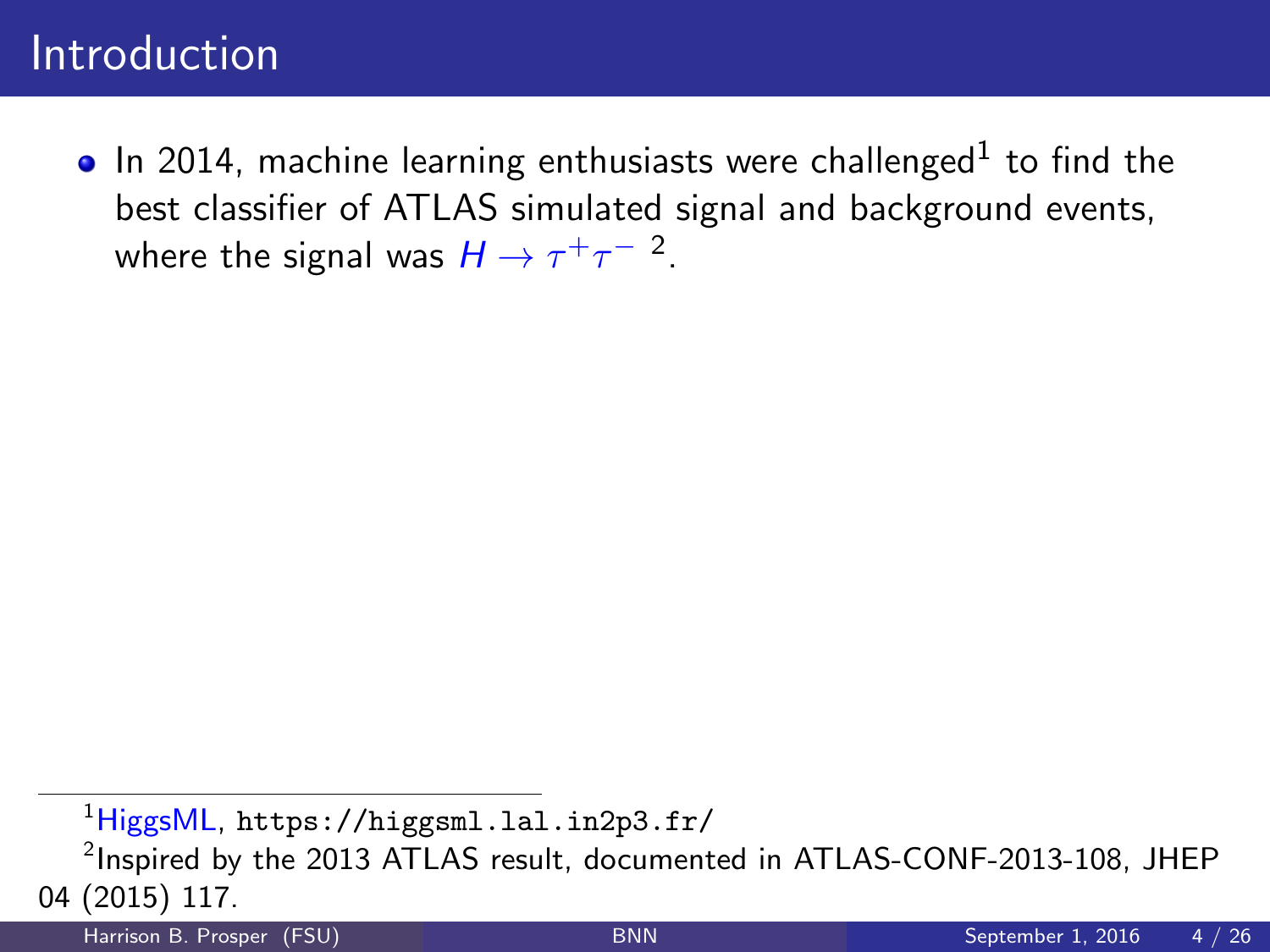# Introduction

- In 2014, machine learning enthusiasts were challenged[1] to find the best classifier of ATLAS simulated signal and background events, where the signal was $H \to \tau^+\tau^-$ [2].

[1] HiggsML, `https://higgsml.lal.in2p3.fr/`

[2] Inspired by the 2013 ATLAS result, documented in ATLAS-CONF-2013-108, JHEP 04 (2015) 117.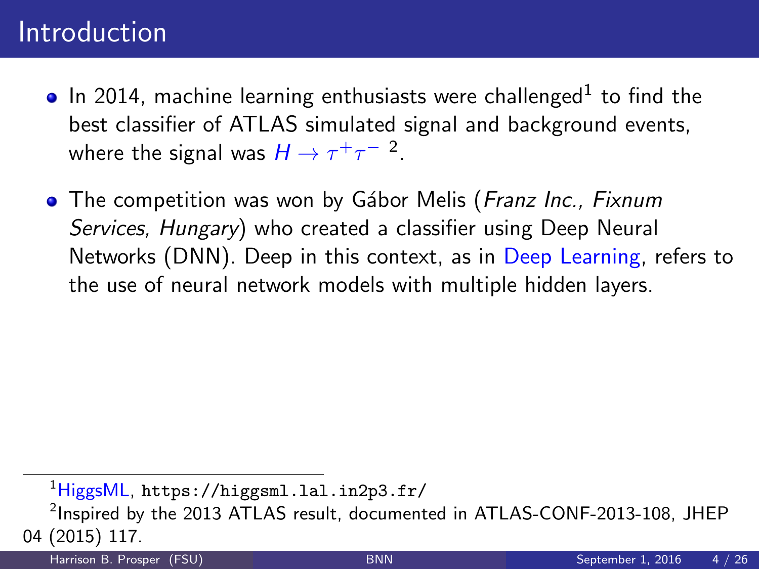# Introduction

- In 2014, machine learning enthusiasts were challenged[1] to find the best classifier of ATLAS simulated signal and background events, where the signal was $H \to \tau^+\tau^-$ [2].

- The competition was won by Gábor Melis (*Franz Inc., Fixnum Services, Hungary*) who created a classifier using Deep Neural Networks (DNN). Deep in this context, as in Deep Learning, refers to the use of neural network models with multiple hidden layers.

[1] HiggsML, `https://higgsml.lal.in2p3.fr/`

[2] Inspired by the 2013 ATLAS result, documented in ATLAS-CONF-2013-108, JHEP 04 (2015) 117.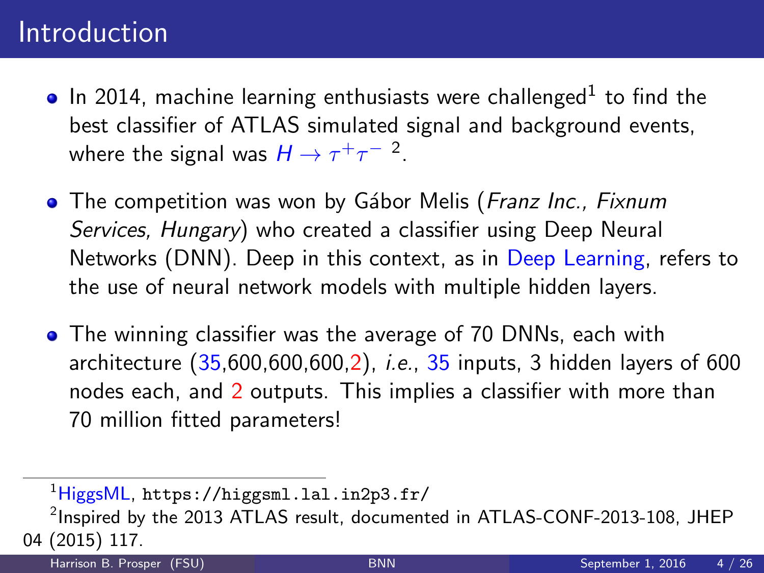# Introduction

- In 2014, machine learning enthusiasts were challenged[1] to find the best classifier of ATLAS simulated signal and background events, where the signal was $H \to \tau^+\tau^-$ [2].

- The competition was won by Gábor Melis (*Franz Inc., Fixnum Services, Hungary*) who created a classifier using Deep Neural Networks (DNN). Deep in this context, as in Deep Learning, refers to the use of neural network models with multiple hidden layers.

- The winning classifier was the average of 70 DNNs, each with architecture (35,600,600,600,2), *i.e.*, 35 inputs, 3 hidden layers of 600 nodes each, and 2 outputs. This implies a classifier with more than 70 million fitted parameters!

---

[1] HiggsML, `https://higgsml.lal.in2p3.fr/`

[2] Inspired by the 2013 ATLAS result, documented in ATLAS-CONF-2013-108, JHEP 04 (2015) 117.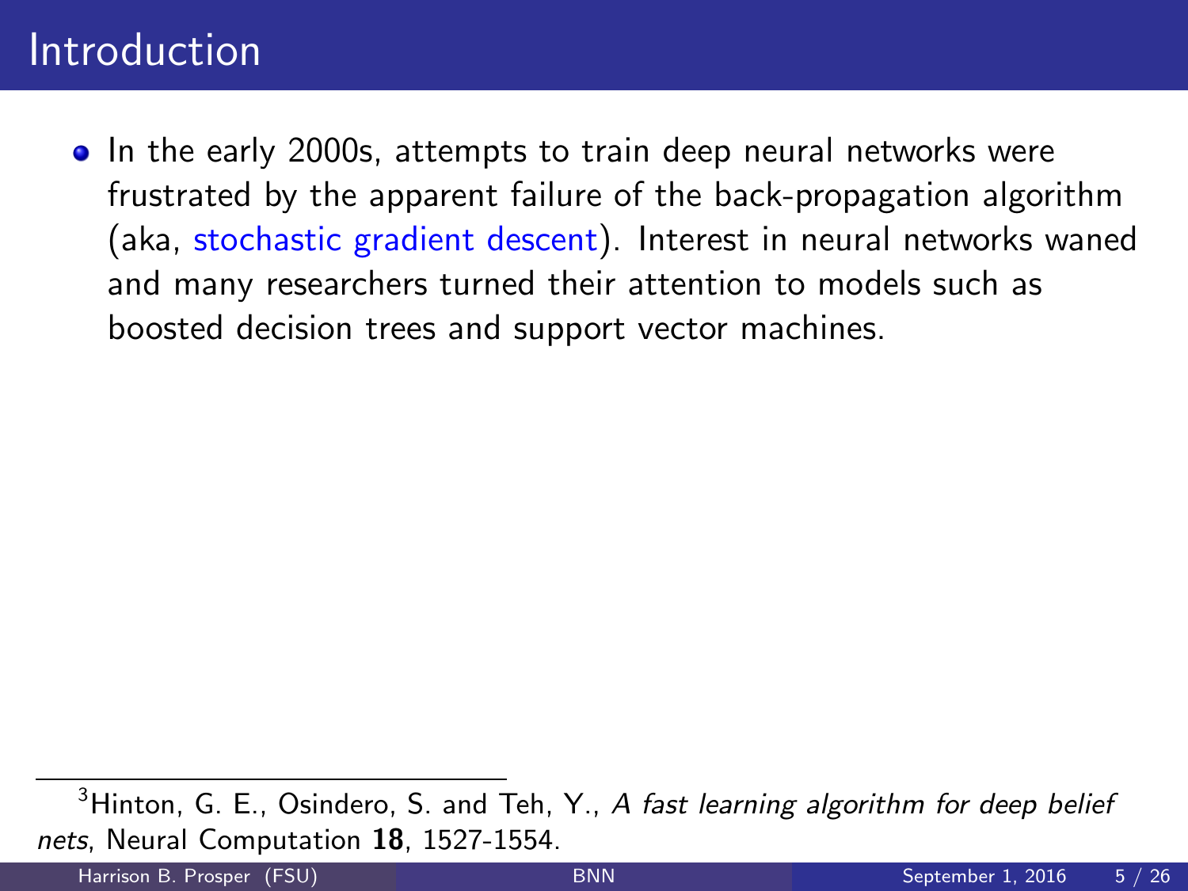# Introduction

- In the early 2000s, attempts to train deep neural networks were frustrated by the apparent failure of the back-propagation algorithm (aka, stochastic gradient descent). Interest in neural networks waned and many researchers turned their attention to models such as boosted decision trees and support vector machines.

[3] Hinton, G. E., Osindero, S. and Teh, Y., *A fast learning algorithm for deep belief nets*, Neural Computation **18**, 1527-1554.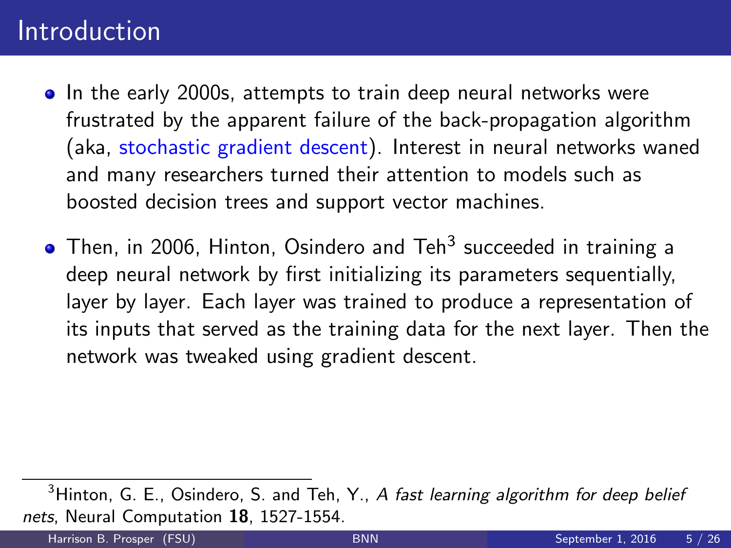# Introduction

- In the early 2000s, attempts to train deep neural networks were frustrated by the apparent failure of the back-propagation algorithm (aka, stochastic gradient descent). Interest in neural networks waned and many researchers turned their attention to models such as boosted decision trees and support vector machines.

- Then, in 2006, Hinton, Osindero and Teh[3] succeeded in training a deep neural network by first initializing its parameters sequentially, layer by layer. Each layer was trained to produce a representation of its inputs that served as the training data for the next layer. Then the network was tweaked using gradient descent.

---

[3] Hinton, G. E., Osindero, S. and Teh, Y., *A fast learning algorithm for deep belief nets*, Neural Computation **18**, 1527-1554.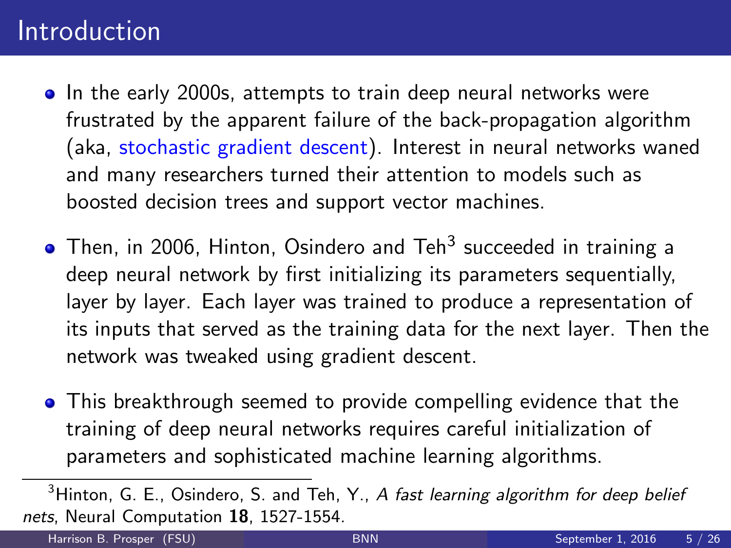# Introduction

- In the early 2000s, attempts to train deep neural networks were frustrated by the apparent failure of the back-propagation algorithm (aka, stochastic gradient descent). Interest in neural networks waned and many researchers turned their attention to models such as boosted decision trees and support vector machines.
- Then, in 2006, Hinton, Osindero and Teh[3] succeeded in training a deep neural network by first initializing its parameters sequentially, layer by layer. Each layer was trained to produce a representation of its inputs that served as the training data for the next layer. Then the network was tweaked using gradient descent.
- This breakthrough seemed to provide compelling evidence that the training of deep neural networks requires careful initialization of parameters and sophisticated machine learning algorithms.

---

[3] Hinton, G. E., Osindero, S. and Teh, Y., *A fast learning algorithm for deep belief nets*, Neural Computation **18**, 1527-1554.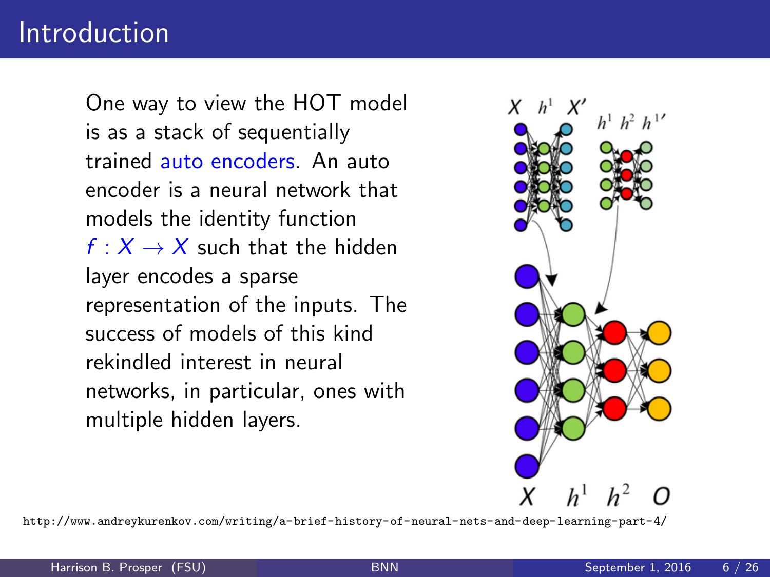# Introduction

One way to view the HOT model is as a stack of sequentially trained auto encoders. An auto encoder is a neural network that models the identity function $f : X \rightarrow X$ such that the hidden layer encodes a sparse representation of the inputs. The success of models of this kind rekindled interest in neural networks, in particular, ones with multiple hidden layers.

$X$ $h^1$ $X'$

$h^1$ $h^2$ $h^{1\prime}$

$X$ $h^1$ $h^2$ $O$

http://www.andreykurenkov.com/writing/a-brief-history-of-neural-nets-and-deep-learning-part-4/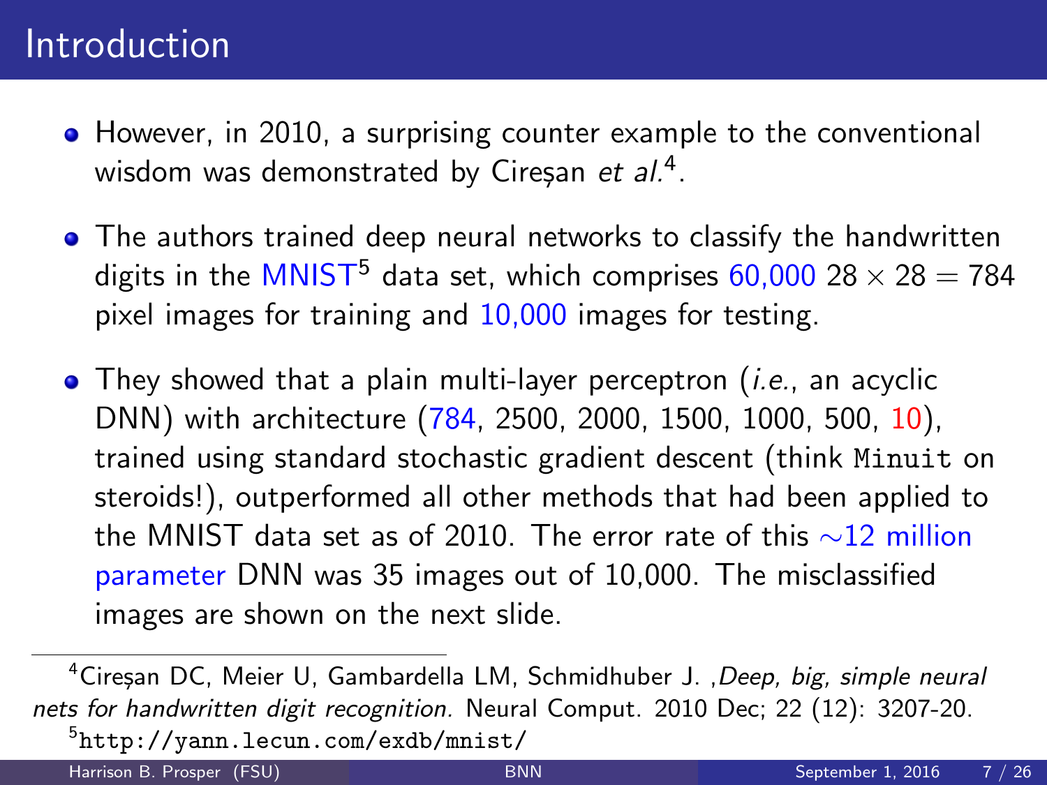# Introduction

- However, in 2010, a surprising counter example to the conventional wisdom was demonstrated by Cireșan *et al.*[4].
- The authors trained deep neural networks to classify the handwritten digits in the MNIST[5] data set, which comprises 60,000 $28 \times 28 = 784$ pixel images for training and 10,000 images for testing.
- They showed that a plain multi-layer perceptron (*i.e.*, an acyclic DNN) with architecture (784, 2500, 2000, 1500, 1000, 500, 10), trained using standard stochastic gradient descent (think `Minuit` on steroids!), outperformed all other methods that had been applied to the MNIST data set as of 2010. The error rate of this $\sim$12 million parameter DNN was 35 images out of 10,000. The misclassified images are shown on the next slide.

---

[4] Cireșan DC, Meier U, Gambardella LM, Schmidhuber J. ,*Deep, big, simple neural nets for handwritten digit recognition.* Neural Comput. 2010 Dec; 22 (12): 3207-20.

[5] `http://yann.lecun.com/exdb/mnist/`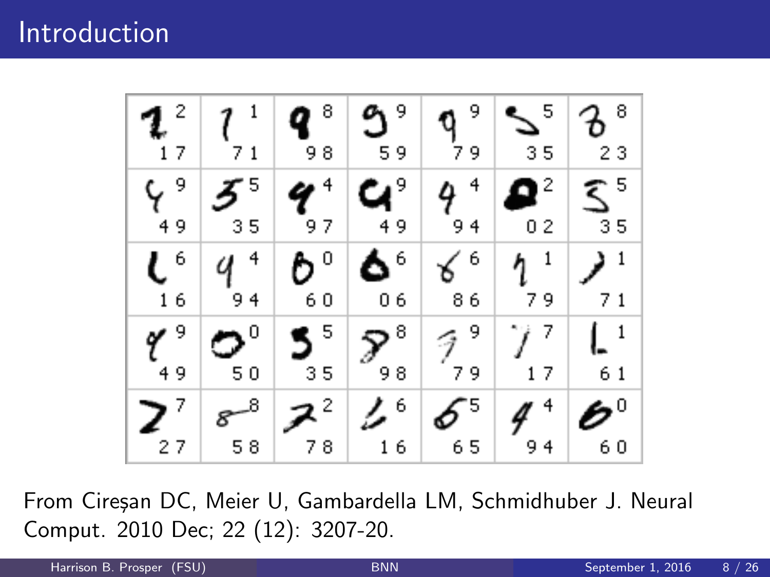# Introduction

From Cireșan DC, Meier U, Gambardella LM, Schmidhuber J. Neural Comput. 2010 Dec; 22 (12): 3207-20.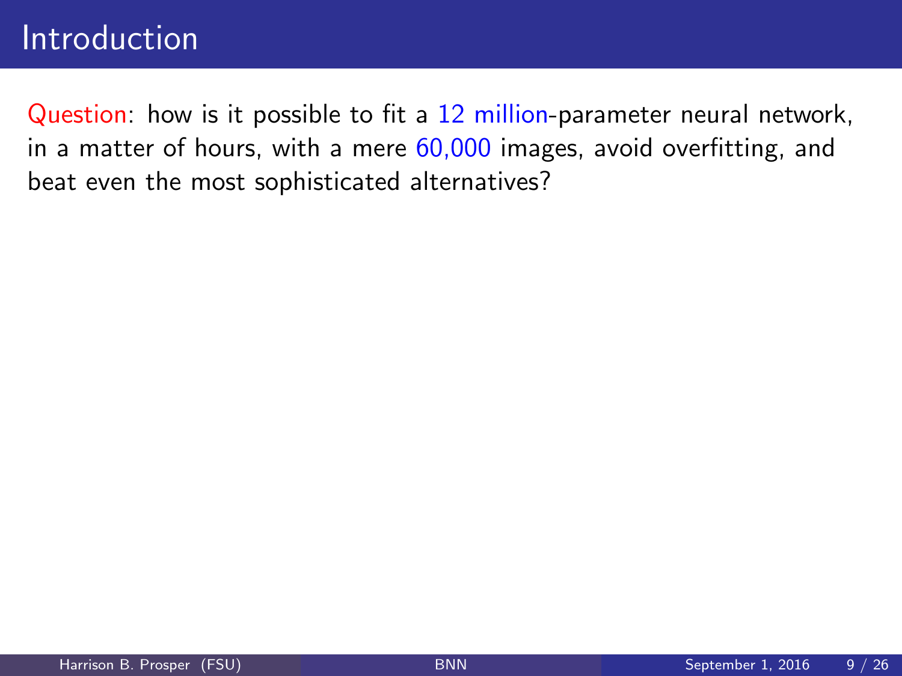# Introduction

Question: how is it possible to fit a 12 million-parameter neural network, in a matter of hours, with a mere 60,000 images, avoid overfitting, and beat even the most sophisticated alternatives?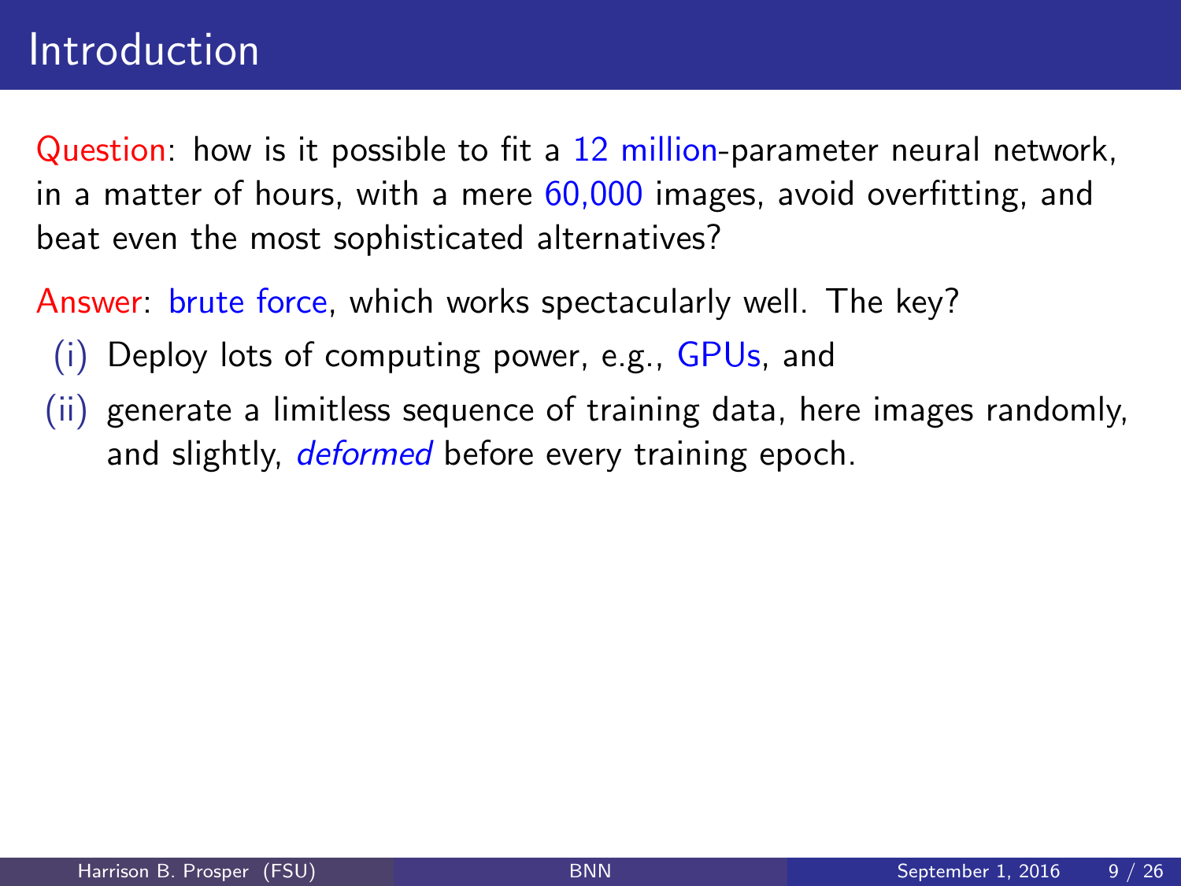# Introduction

Question: how is it possible to fit a 12 million-parameter neural network, in a matter of hours, with a mere 60,000 images, avoid overfitting, and beat even the most sophisticated alternatives?

Answer: brute force, which works spectacularly well. The key?

(i) Deploy lots of computing power, e.g., GPUs, and

(ii) generate a limitless sequence of training data, here images randomly, and slightly, *deformed* before every training epoch.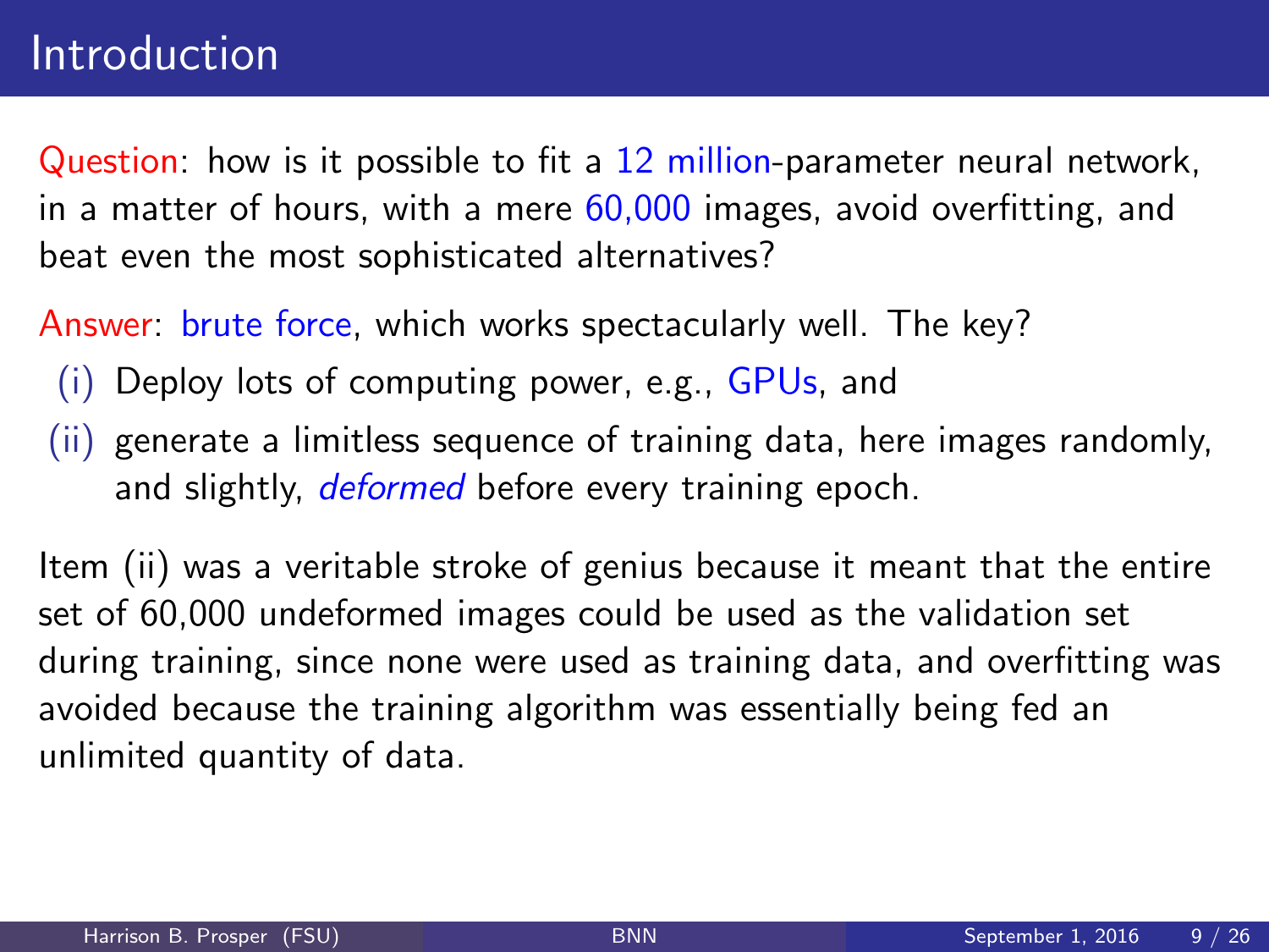# Introduction

Question: how is it possible to fit a 12 million-parameter neural network, in a matter of hours, with a mere 60,000 images, avoid overfitting, and beat even the most sophisticated alternatives?

Answer: brute force, which works spectacularly well. The key?

(i) Deploy lots of computing power, e.g., GPUs, and

(ii) generate a limitless sequence of training data, here images randomly, and slightly, *deformed* before every training epoch.

Item (ii) was a veritable stroke of genius because it meant that the entire set of 60,000 undeformed images could be used as the validation set during training, since none were used as training data, and overfitting was avoided because the training algorithm was essentially being fed an unlimited quantity of data.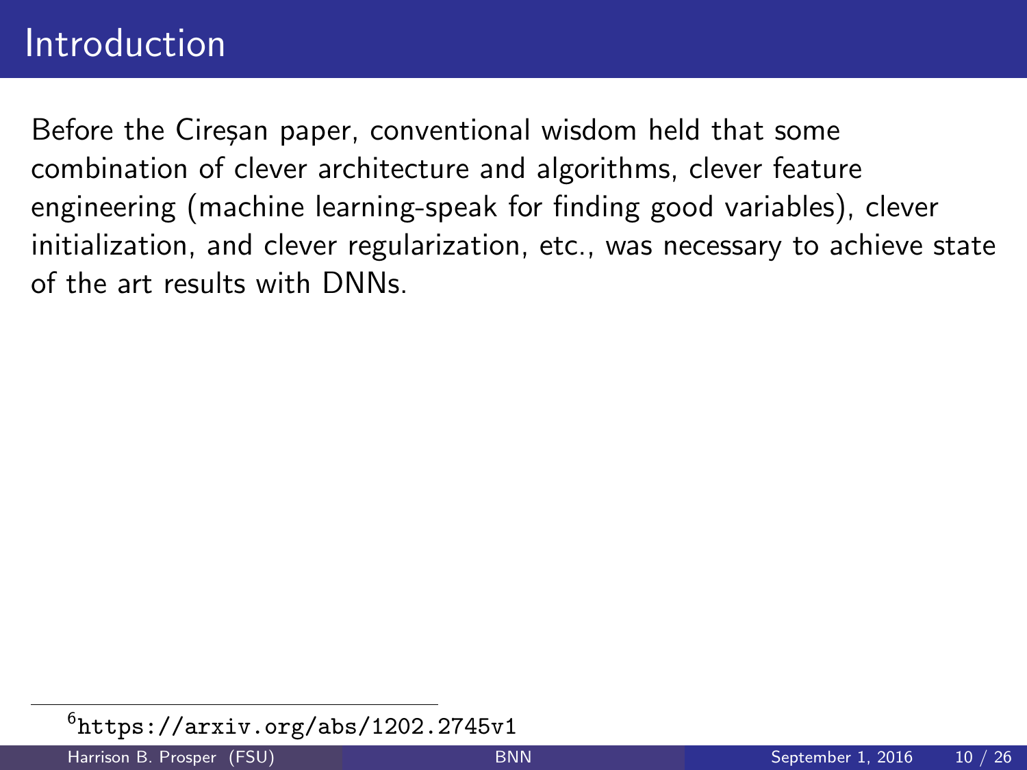# Introduction

Before the Cireșan paper, conventional wisdom held that some combination of clever architecture and algorithms, clever feature engineering (machine learning-speak for finding good variables), clever initialization, and clever regularization, etc., was necessary to achieve state of the art results with DNNs.

[6] https://arxiv.org/abs/1202.2745v1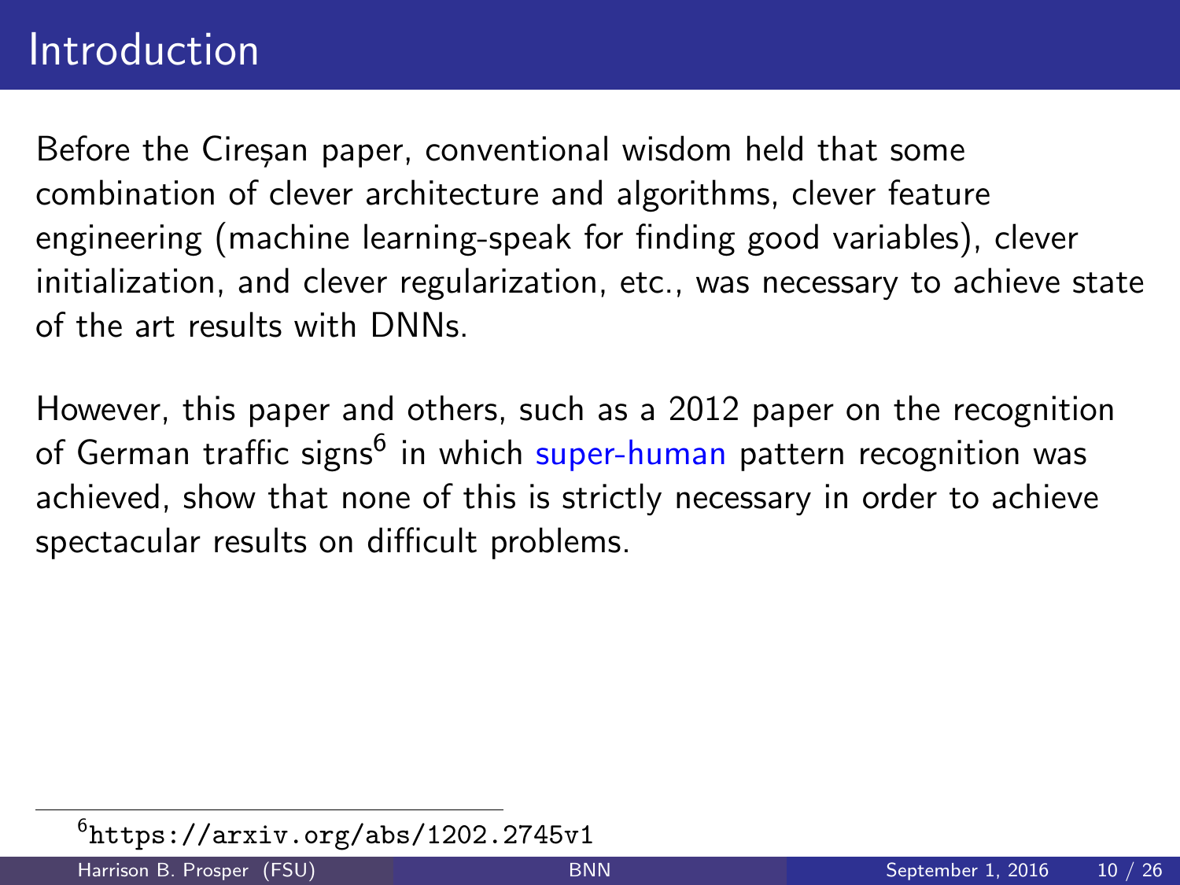# Introduction

Before the Cireșan paper, conventional wisdom held that some combination of clever architecture and algorithms, clever feature engineering (machine learning-speak for finding good variables), clever initialization, and clever regularization, etc., was necessary to achieve state of the art results with DNNs.

However, this paper and others, such as a 2012 paper on the recognition of German traffic signs[6] in which super-human pattern recognition was achieved, show that none of this is strictly necessary in order to achieve spectacular results on difficult problems.

[6] https://arxiv.org/abs/1202.2745v1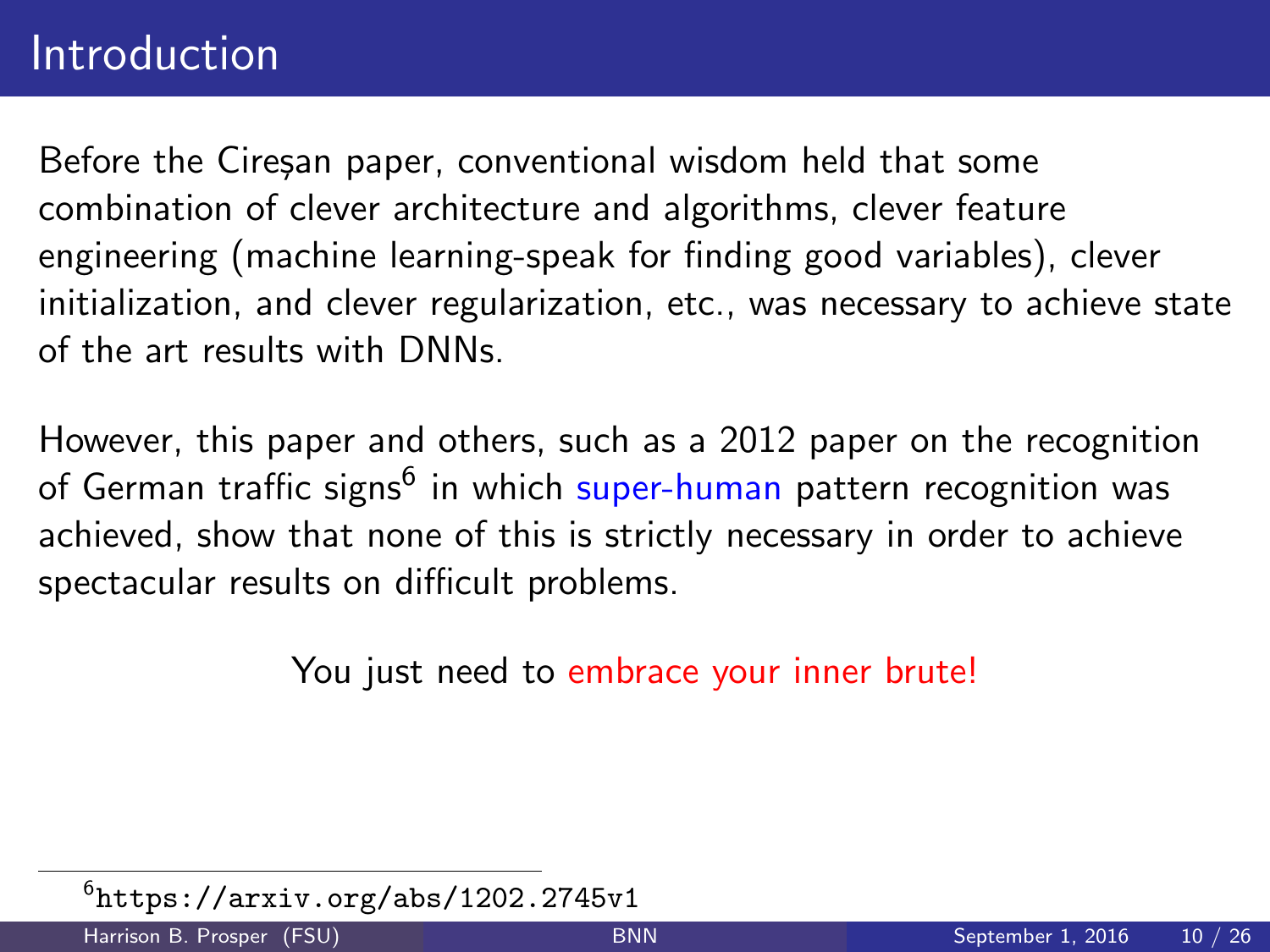# Introduction

Before the Cireșan paper, conventional wisdom held that some combination of clever architecture and algorithms, clever feature engineering (machine learning-speak for finding good variables), clever initialization, and clever regularization, etc., was necessary to achieve state of the art results with DNNs.

However, this paper and others, such as a 2012 paper on the recognition of German traffic signs[6] in which super-human pattern recognition was achieved, show that none of this is strictly necessary in order to achieve spectacular results on difficult problems.

You just need to embrace your inner brute!

[6] https://arxiv.org/abs/1202.2745v1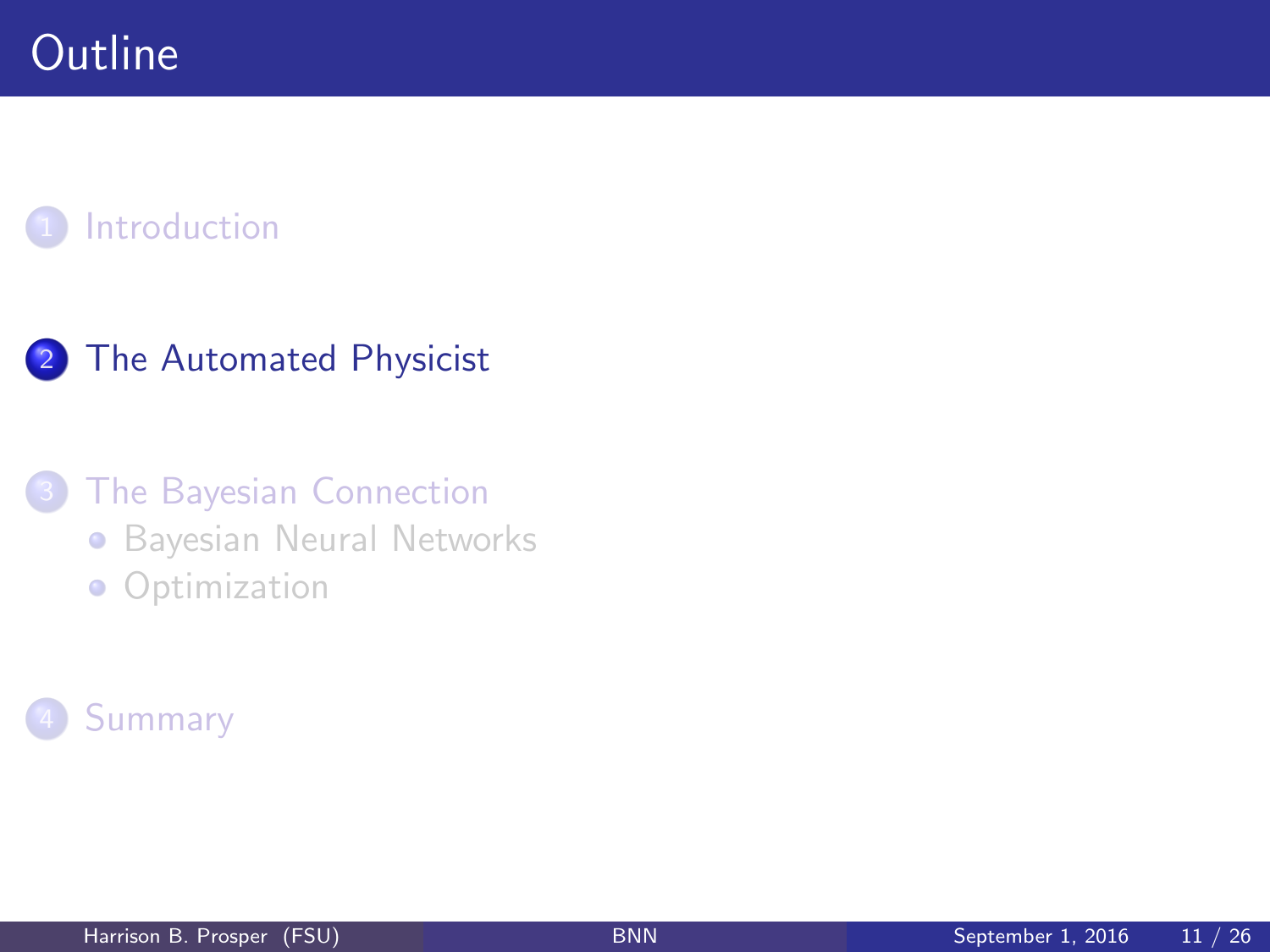# Outline

1. Introduction

2. The Automated Physicist

3. The Bayesian Connection
   - Bayesian Neural Networks
   - Optimization

4. Summary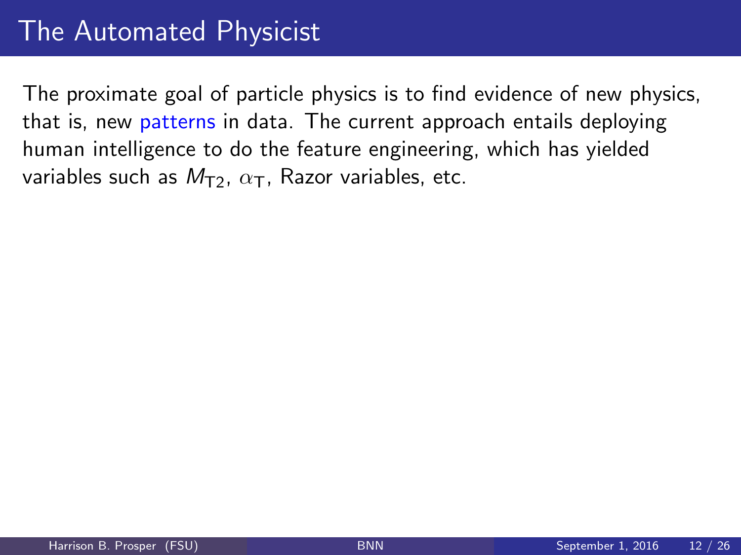# The Automated Physicist

The proximate goal of particle physics is to find evidence of new physics, that is, new patterns in data. The current approach entails deploying human intelligence to do the feature engineering, which has yielded variables such as $M_{\mathrm{T2}}$, $\alpha_{\mathrm{T}}$, Razor variables, etc.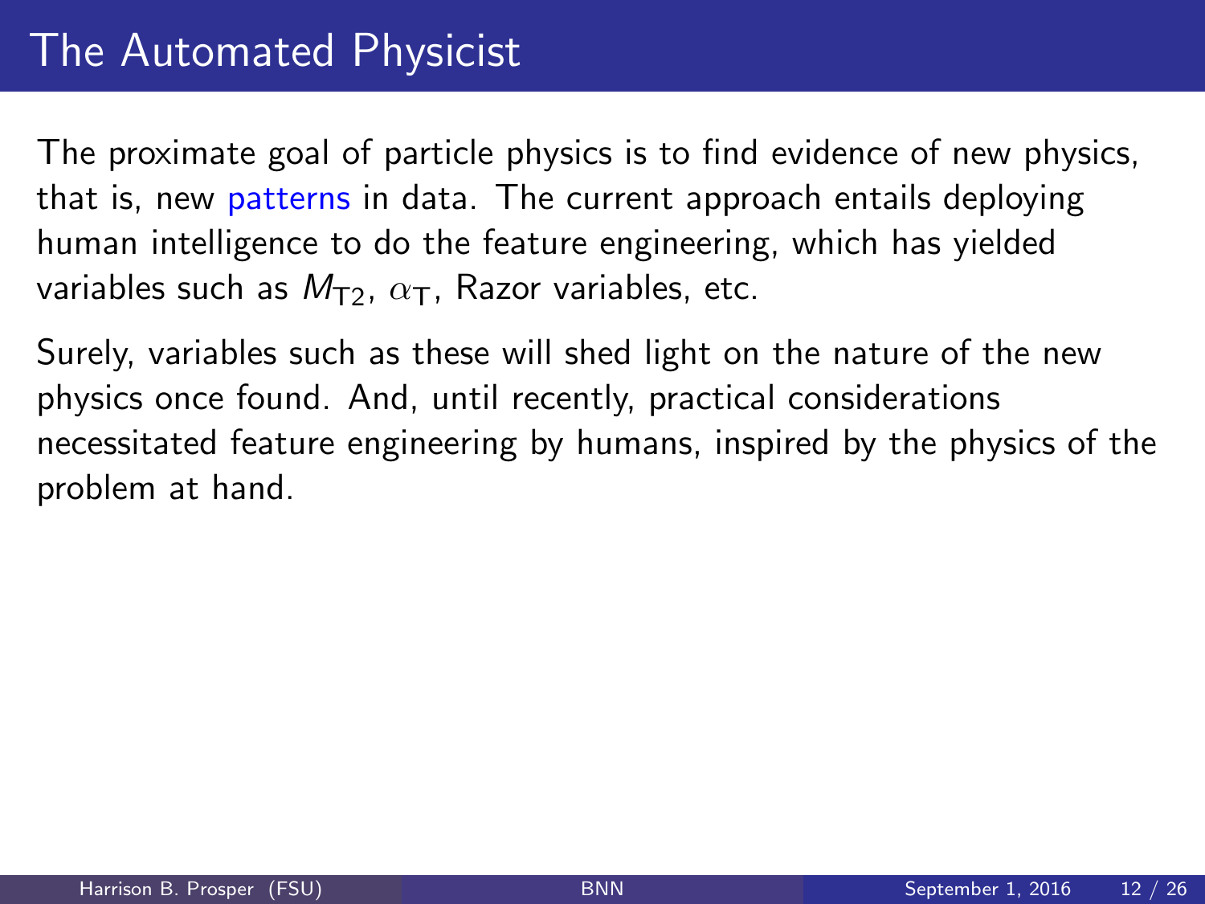# The Automated Physicist

The proximate goal of particle physics is to find evidence of new physics, that is, new patterns in data. The current approach entails deploying human intelligence to do the feature engineering, which has yielded variables such as $M_{\mathrm{T2}}$, $\alpha_{\mathrm{T}}$, Razor variables, etc.

Surely, variables such as these will shed light on the nature of the new physics once found. And, until recently, practical considerations necessitated feature engineering by humans, inspired by the physics of the problem at hand.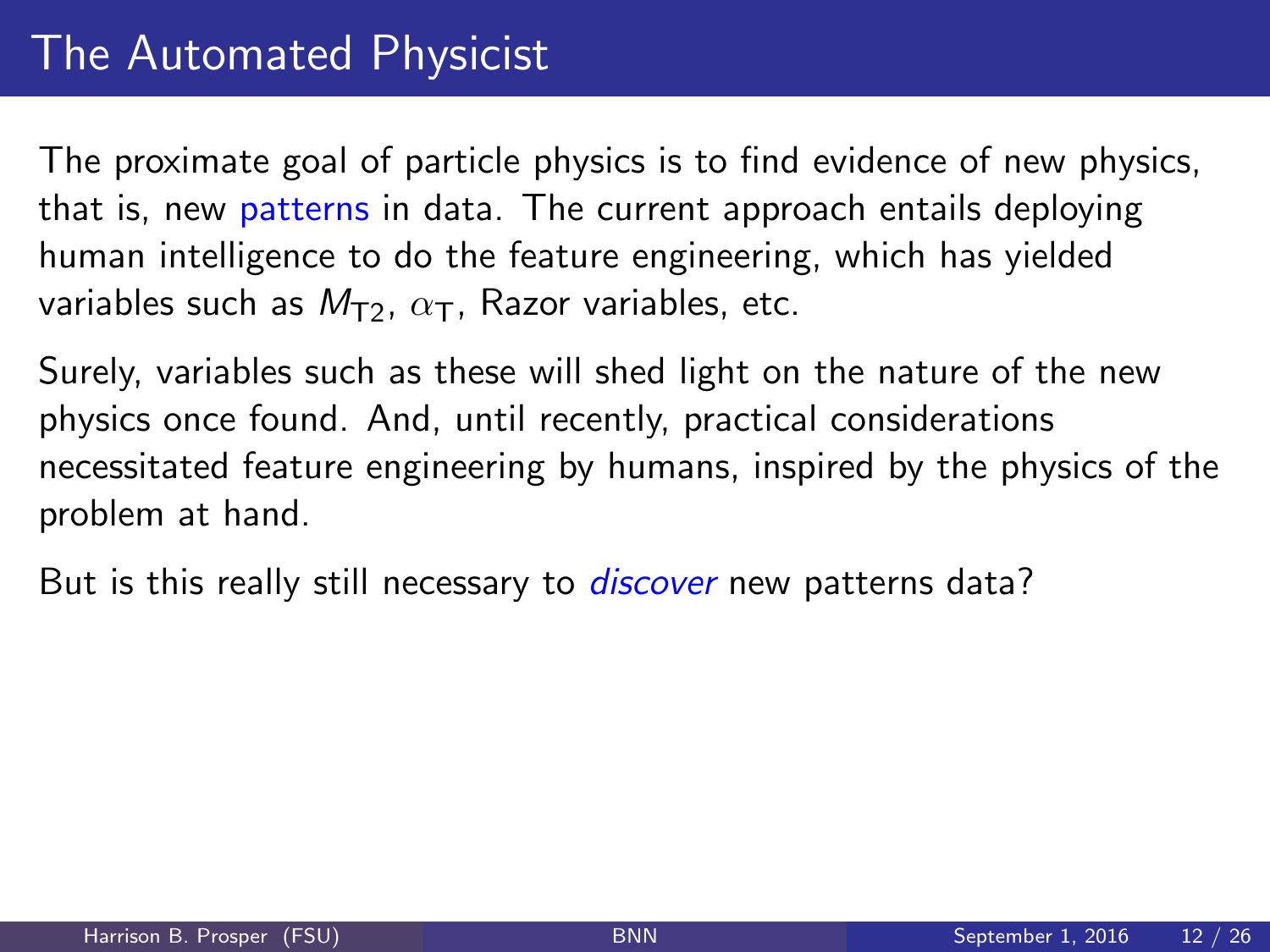# The Automated Physicist

The proximate goal of particle physics is to find evidence of new physics, that is, new patterns in data. The current approach entails deploying human intelligence to do the feature engineering, which has yielded variables such as $M_{\mathrm{T2}}$, $\alpha_{\mathrm{T}}$, Razor variables, etc.

Surely, variables such as these will shed light on the nature of the new physics once found. And, until recently, practical considerations necessitated feature engineering by humans, inspired by the physics of the problem at hand.

But is this really still necessary to *discover* new patterns data?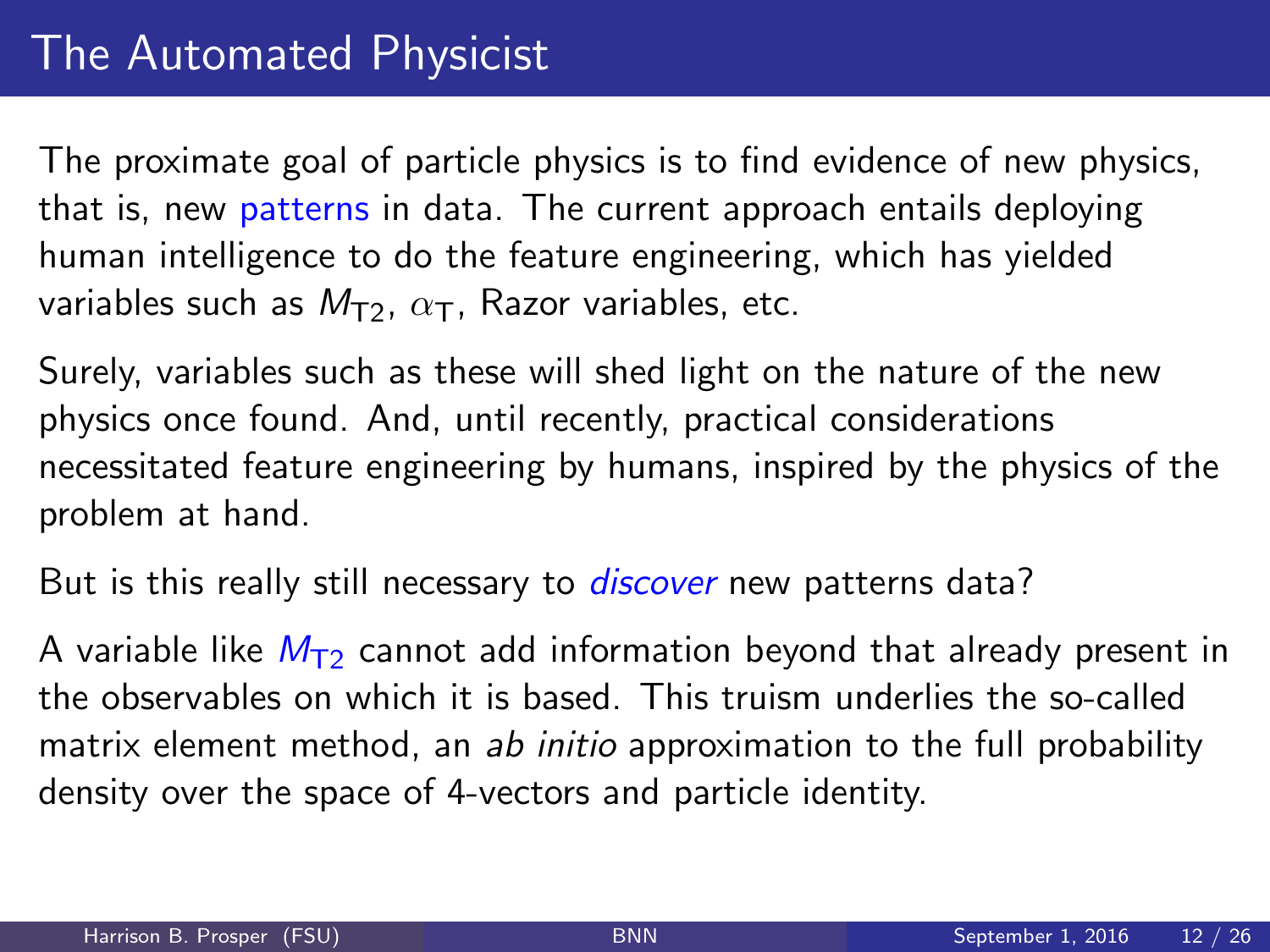# The Automated Physicist

The proximate goal of particle physics is to find evidence of new physics, that is, new patterns in data. The current approach entails deploying human intelligence to do the feature engineering, which has yielded variables such as $M_{T2}$, $\alpha_T$, Razor variables, etc.

Surely, variables such as these will shed light on the nature of the new physics once found. And, until recently, practical considerations necessitated feature engineering by humans, inspired by the physics of the problem at hand.

But is this really still necessary to *discover* new patterns data?

A variable like $M_{T2}$ cannot add information beyond that already present in the observables on which it is based. This truism underlies the so-called matrix element method, an *ab initio* approximation to the full probability density over the space of 4-vectors and particle identity.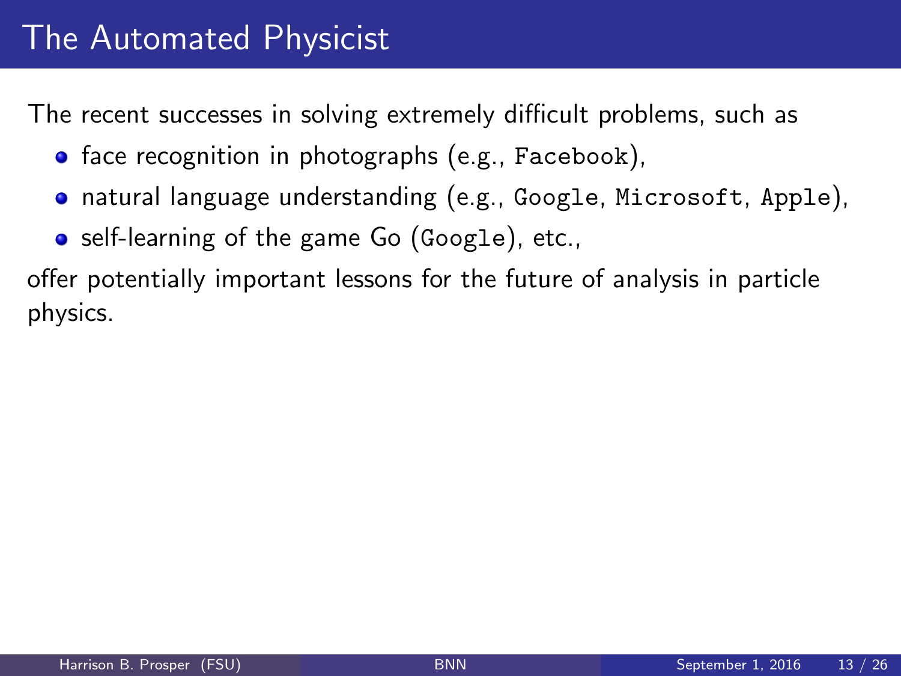# The Automated Physicist

The recent successes in solving extremely difficult problems, such as

- face recognition in photographs (e.g., `Facebook`),
- natural language understanding (e.g., `Google`, `Microsoft`, `Apple`),
- self-learning of the game Go (`Google`), etc.,

offer potentially important lessons for the future of analysis in particle physics.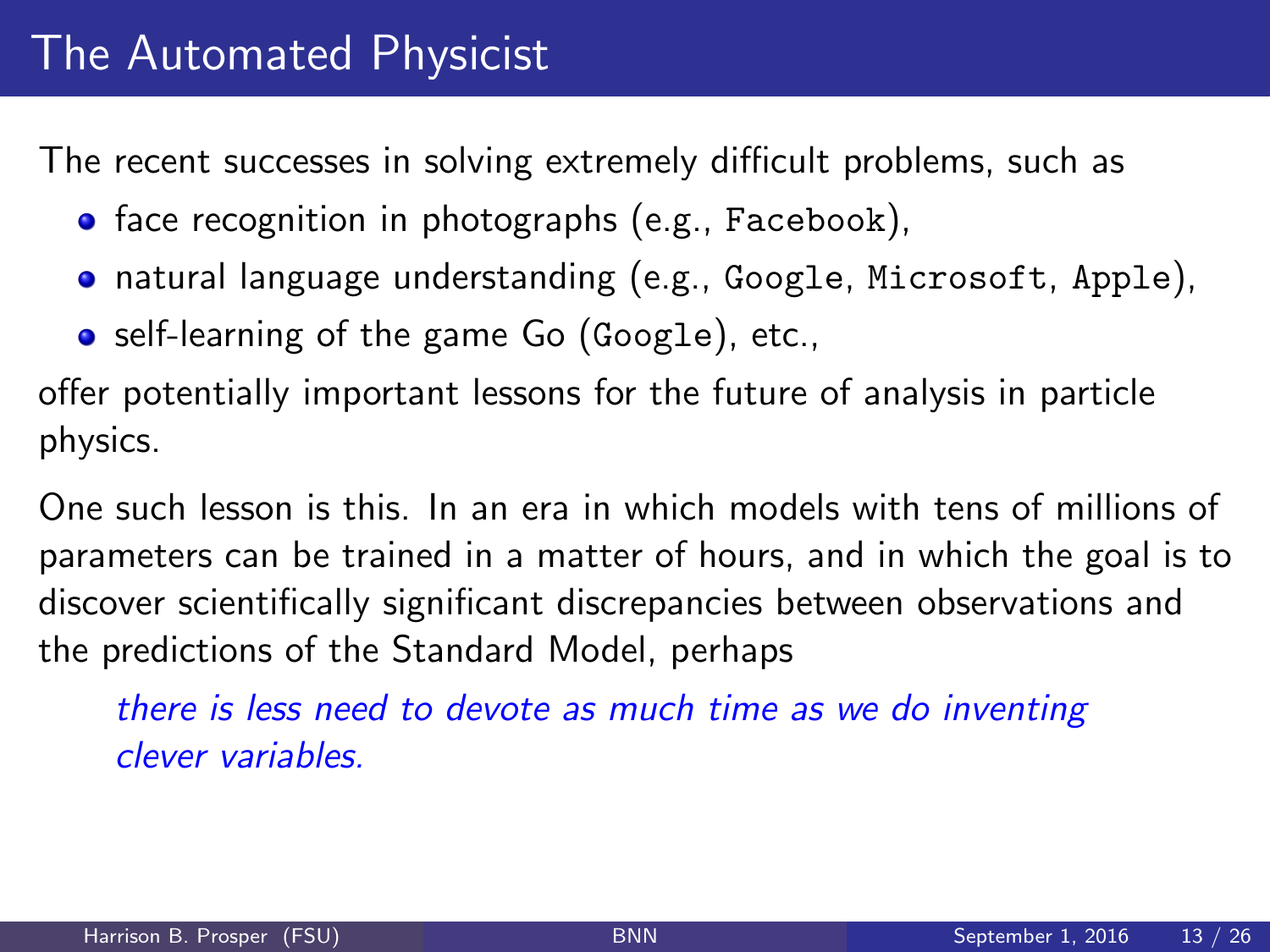# The Automated Physicist

The recent successes in solving extremely difficult problems, such as

- face recognition in photographs (e.g., `Facebook`),
- natural language understanding (e.g., `Google`, `Microsoft`, `Apple`),
- self-learning of the game Go (`Google`), etc.,

offer potentially important lessons for the future of analysis in particle physics.

One such lesson is this. In an era in which models with tens of millions of parameters can be trained in a matter of hours, and in which the goal is to discover scientifically significant discrepancies between observations and the predictions of the Standard Model, perhaps

> *there is less need to devote as much time as we do inventing clever variables.*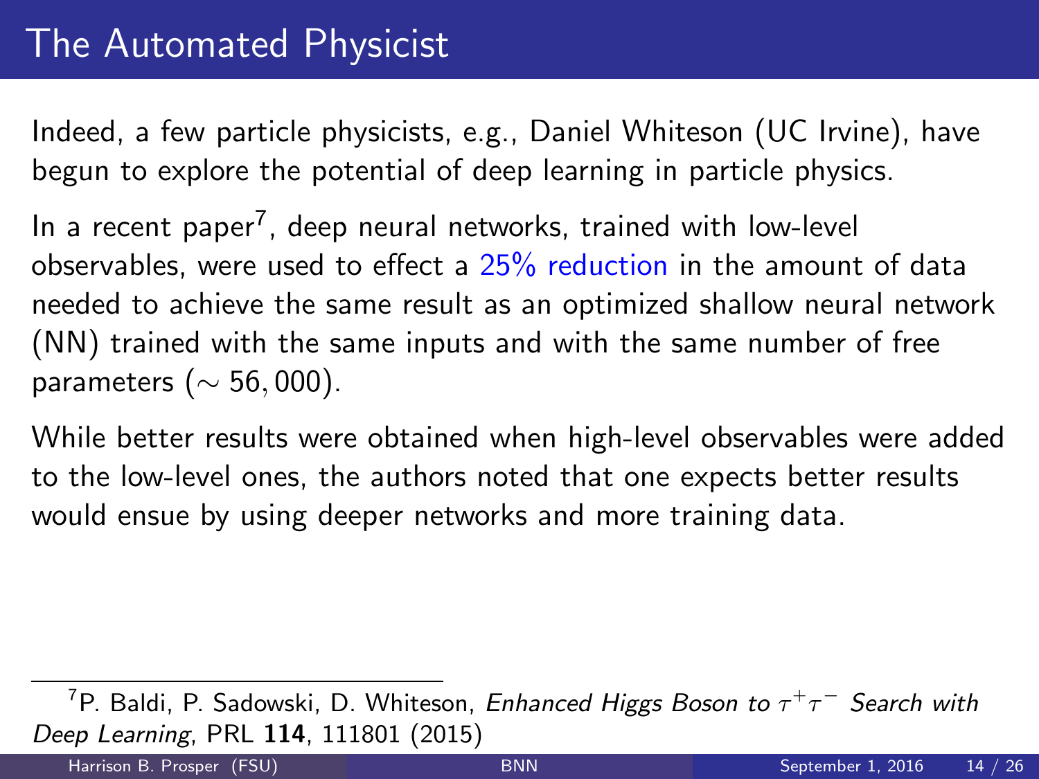# The Automated Physicist

Indeed, a few particle physicists, e.g., Daniel Whiteson (UC Irvine), have begun to explore the potential of deep learning in particle physics.

In a recent paper[7], deep neural networks, trained with low-level observables, were used to effect a 25% reduction in the amount of data needed to achieve the same result as an optimized shallow neural network (NN) trained with the same inputs and with the same number of free parameters ($\sim 56,000$).

While better results were obtained when high-level observables were added to the low-level ones, the authors noted that one expects better results would ensue by using deeper networks and more training data.

---

[7] P. Baldi, P. Sadowski, D. Whiteson, *Enhanced Higgs Boson to $\tau^+\tau^-$ Search with Deep Learning*, PRL **114**, 111801 (2015)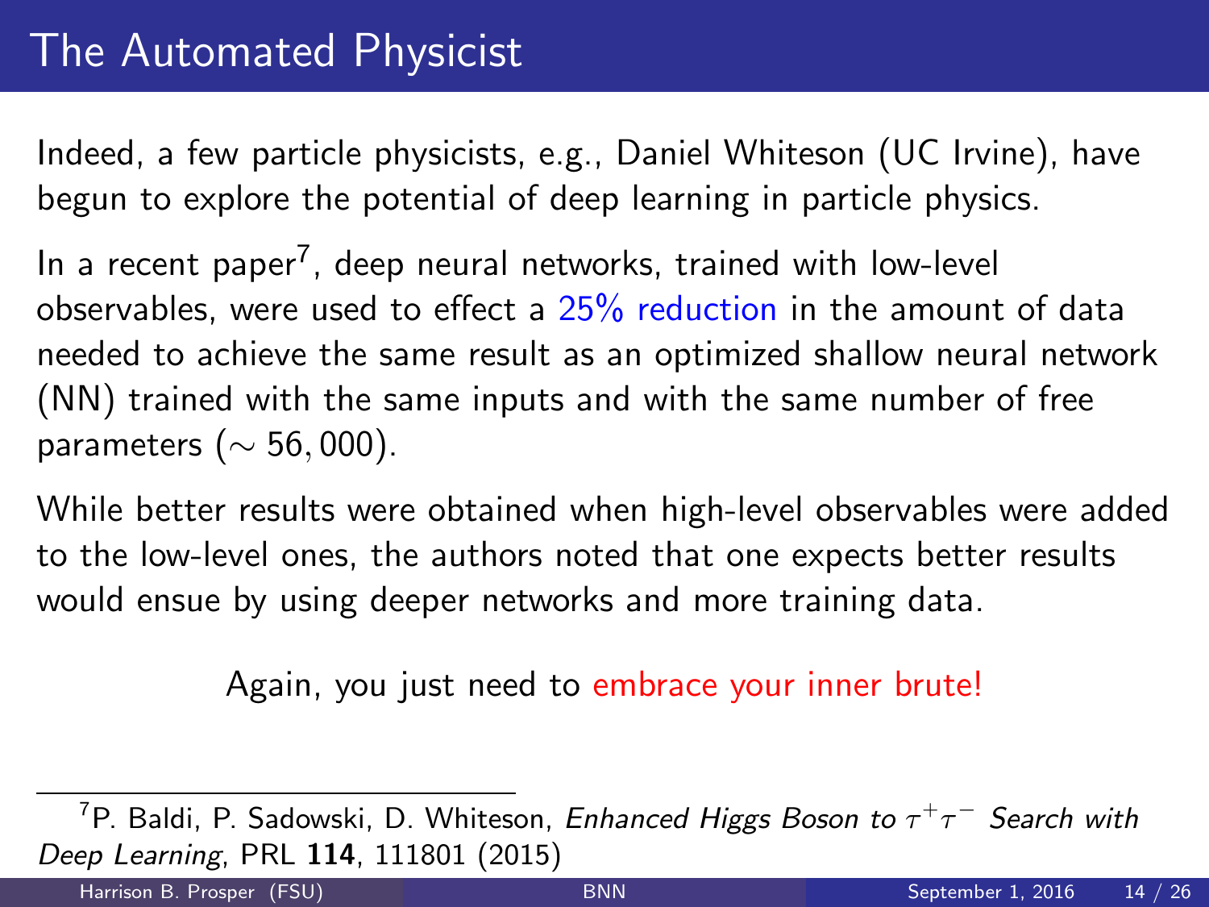# The Automated Physicist

Indeed, a few particle physicists, e.g., Daniel Whiteson (UC Irvine), have begun to explore the potential of deep learning in particle physics.

In a recent paper[7], deep neural networks, trained with low-level observables, were used to effect a 25% reduction in the amount of data needed to achieve the same result as an optimized shallow neural network (NN) trained with the same inputs and with the same number of free parameters ($\sim 56,000$).

While better results were obtained when high-level observables were added to the low-level ones, the authors noted that one expects better results would ensue by using deeper networks and more training data.

Again, you just need to embrace your inner brute!

[7] P. Baldi, P. Sadowski, D. Whiteson, *Enhanced Higgs Boson to $\tau^+\tau^-$ Search with Deep Learning*, PRL **114**, 111801 (2015)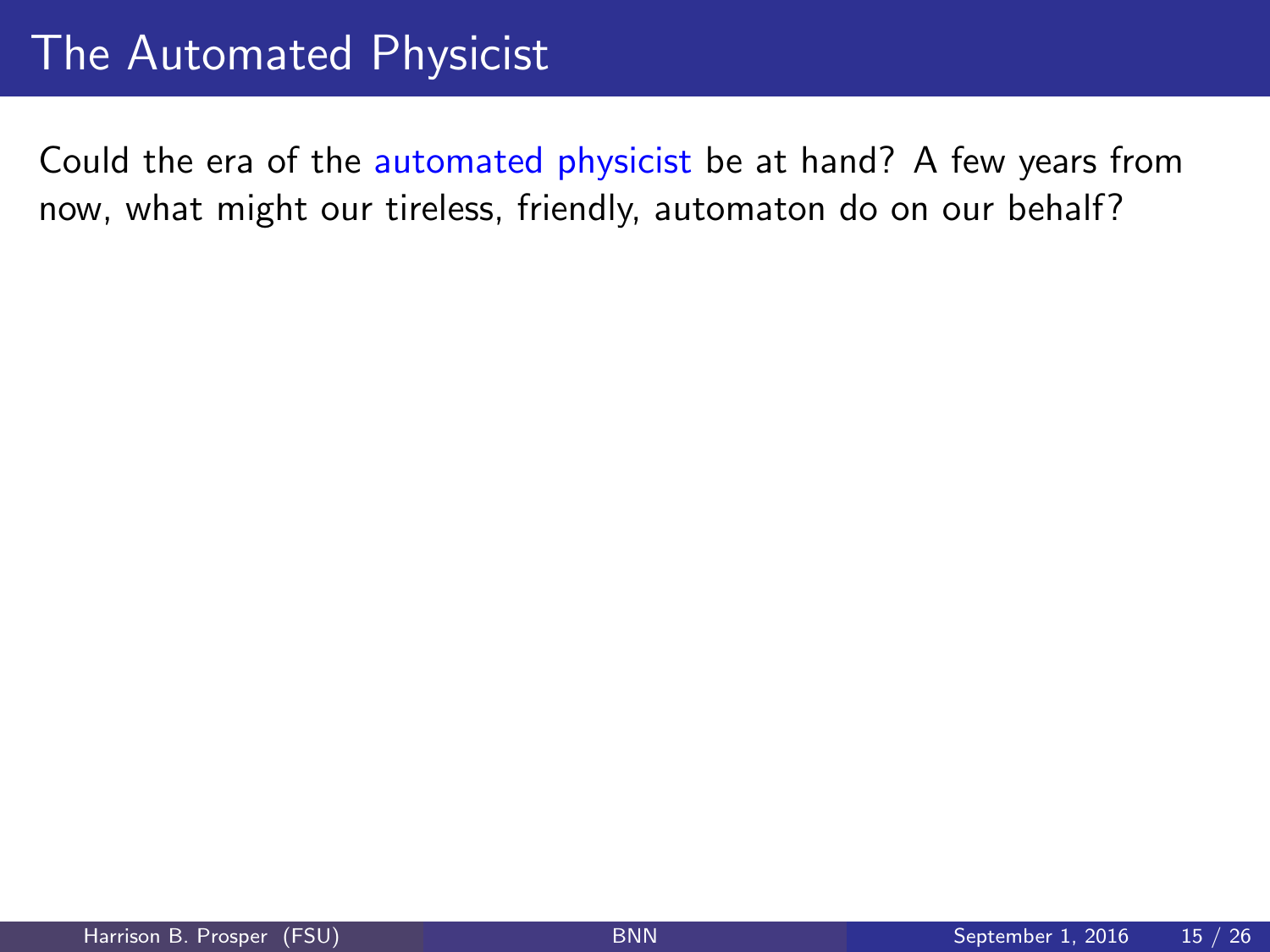# The Automated Physicist

Could the era of the automated physicist be at hand? A few years from now, what might our tireless, friendly, automaton do on our behalf?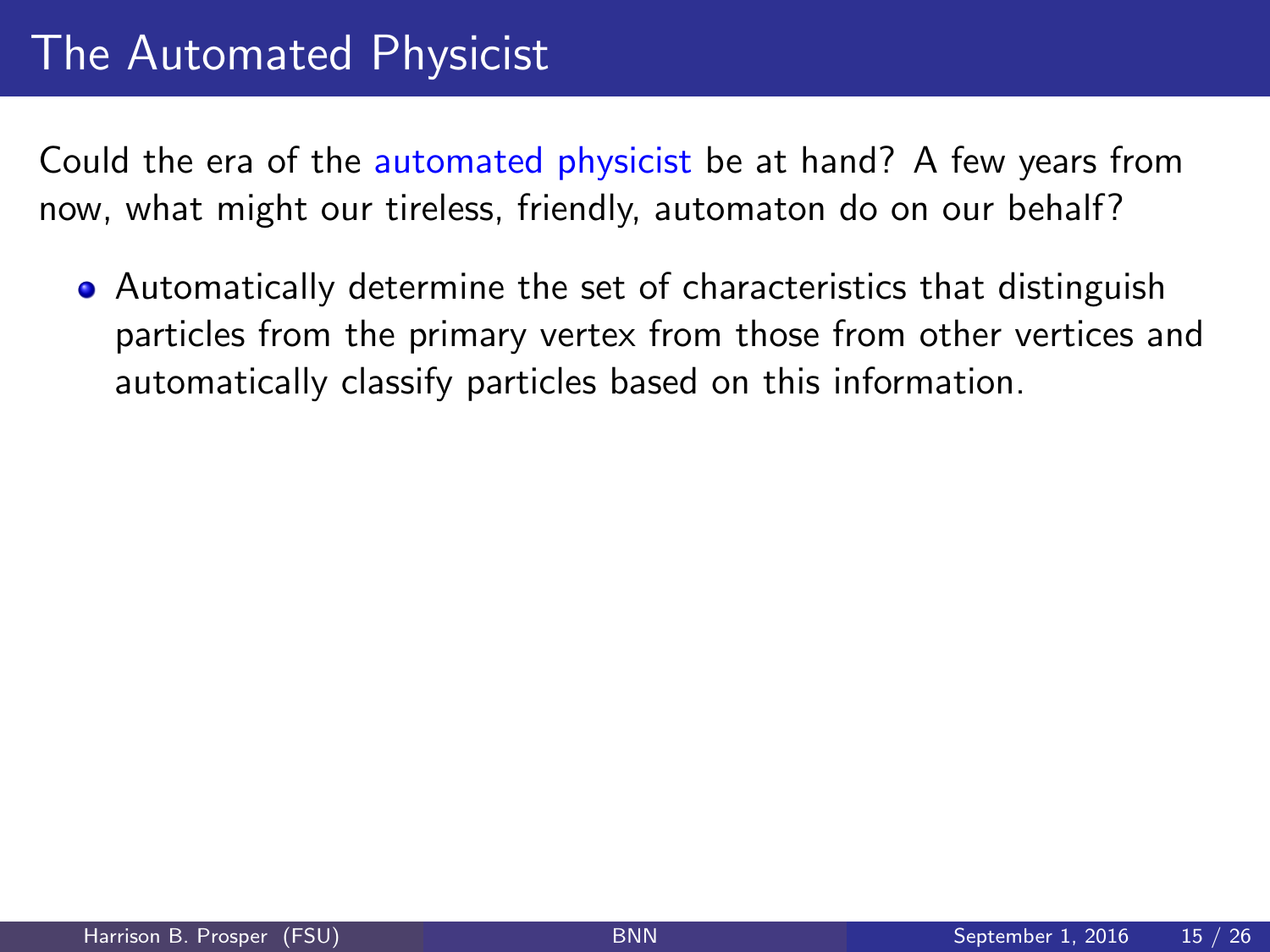# The Automated Physicist

Could the era of the automated physicist be at hand? A few years from now, what might our tireless, friendly, automaton do on our behalf?

- Automatically determine the set of characteristics that distinguish particles from the primary vertex from those from other vertices and automatically classify particles based on this information.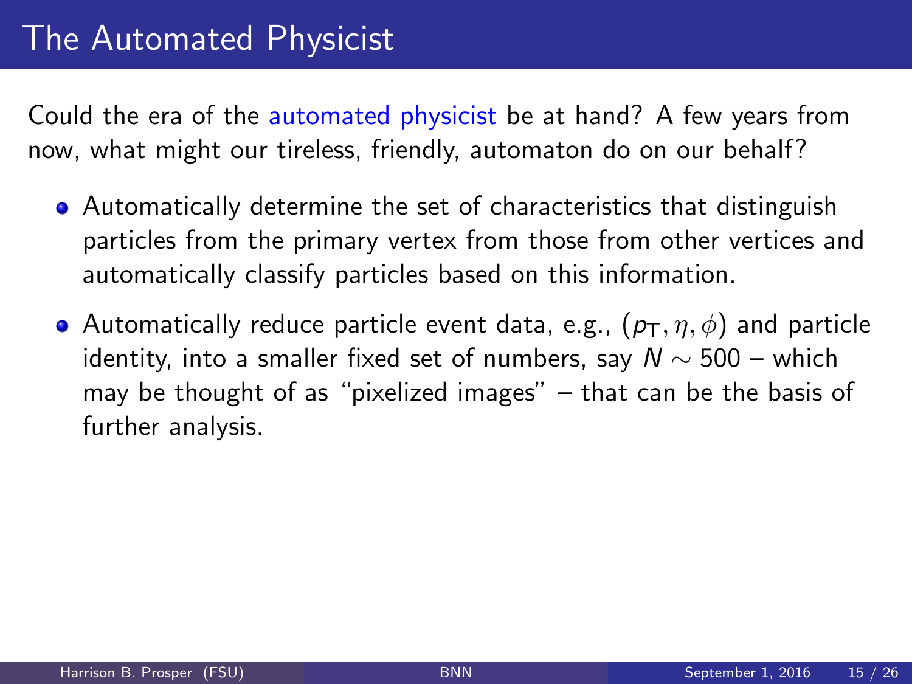# The Automated Physicist

Could the era of the automated physicist be at hand? A few years from now, what might our tireless, friendly, automaton do on our behalf?

- Automatically determine the set of characteristics that distinguish particles from the primary vertex from those from other vertices and automatically classify particles based on this information.
- Automatically reduce particle event data, e.g., $(p_{\mathrm{T}}, \eta, \phi)$ and particle identity, into a smaller fixed set of numbers, say $N \sim 500$ – which may be thought of as "pixelized images" – that can be the basis of further analysis.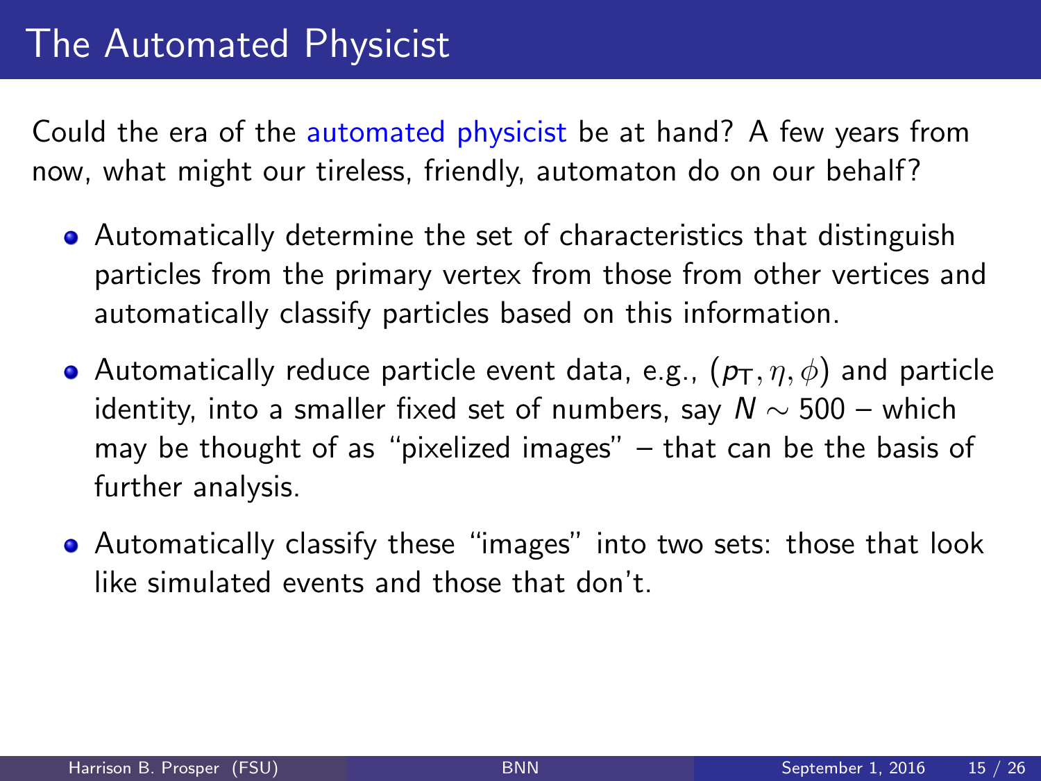# The Automated Physicist

Could the era of the automated physicist be at hand? A few years from now, what might our tireless, friendly, automaton do on our behalf?

- Automatically determine the set of characteristics that distinguish particles from the primary vertex from those from other vertices and automatically classify particles based on this information.
- Automatically reduce particle event data, e.g., $(p_T, \eta, \phi)$ and particle identity, into a smaller fixed set of numbers, say $N \sim 500$ – which may be thought of as "pixelized images" – that can be the basis of further analysis.
- Automatically classify these "images" into two sets: those that look like simulated events and those that don't.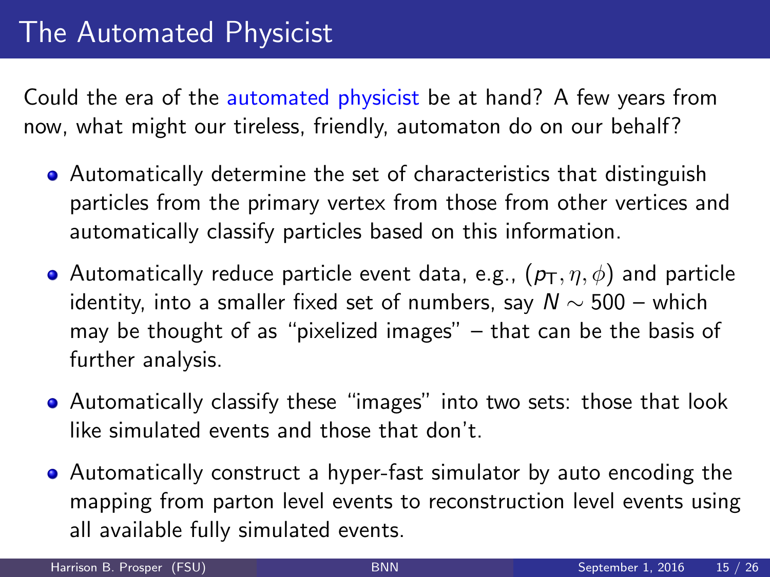# The Automated Physicist

Could the era of the automated physicist be at hand? A few years from now, what might our tireless, friendly, automaton do on our behalf?

- Automatically determine the set of characteristics that distinguish particles from the primary vertex from those from other vertices and automatically classify particles based on this information.
- Automatically reduce particle event data, e.g., $(p_\text{T}, \eta, \phi)$ and particle identity, into a smaller fixed set of numbers, say $N \sim 500$ – which may be thought of as "pixelized images" – that can be the basis of further analysis.
- Automatically classify these "images" into two sets: those that look like simulated events and those that don't.
- Automatically construct a hyper-fast simulator by auto encoding the mapping from parton level events to reconstruction level events using all available fully simulated events.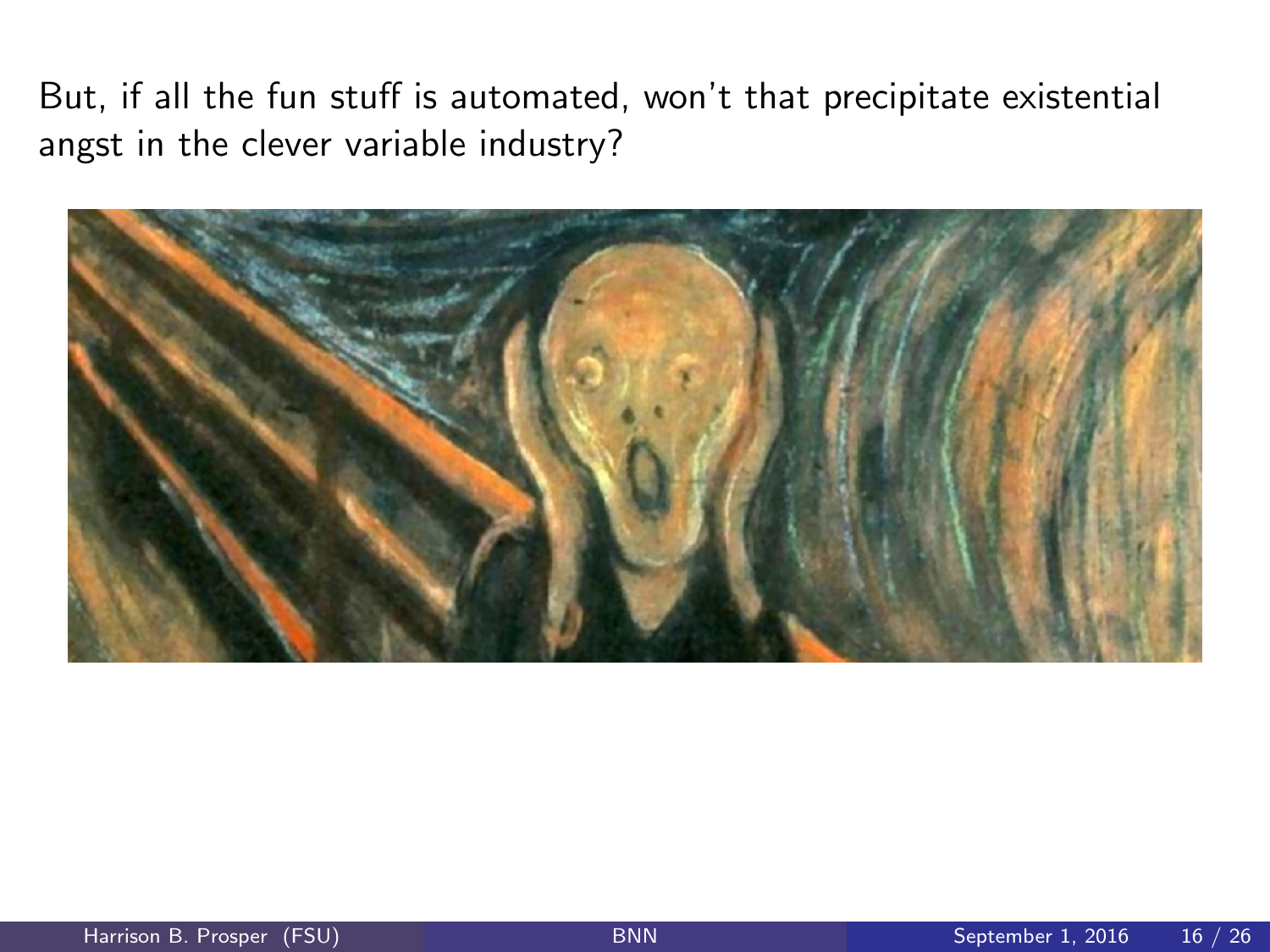But, if all the fun stuff is automated, won't that precipitate existential angst in the clever variable industry?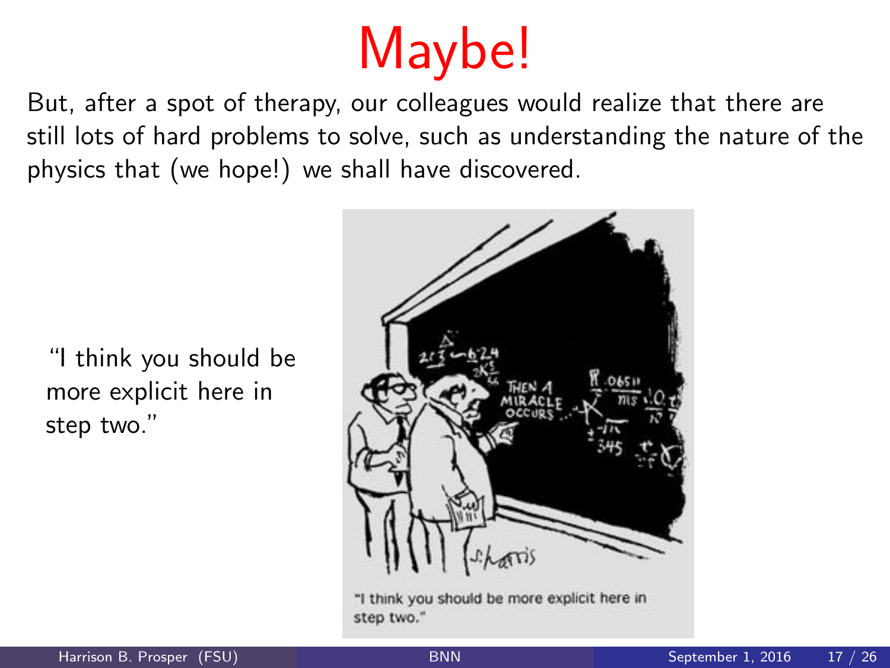# Maybe!

But, after a spot of therapy, our colleagues would realize that there are still lots of hard problems to solve, such as understanding the nature of the physics that (we hope!) we shall have discovered.

"I think you should be more explicit here in step two."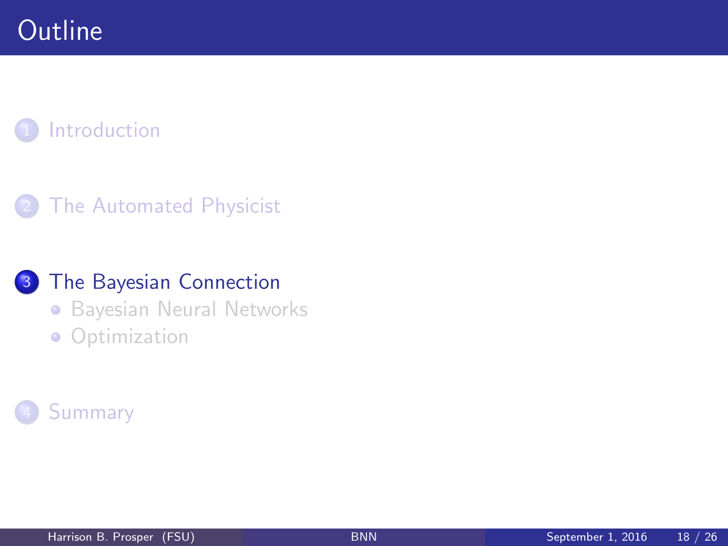# Outline

1. Introduction

2. The Automated Physicist

3. The Bayesian Connection
   - Bayesian Neural Networks
   - Optimization

4. Summary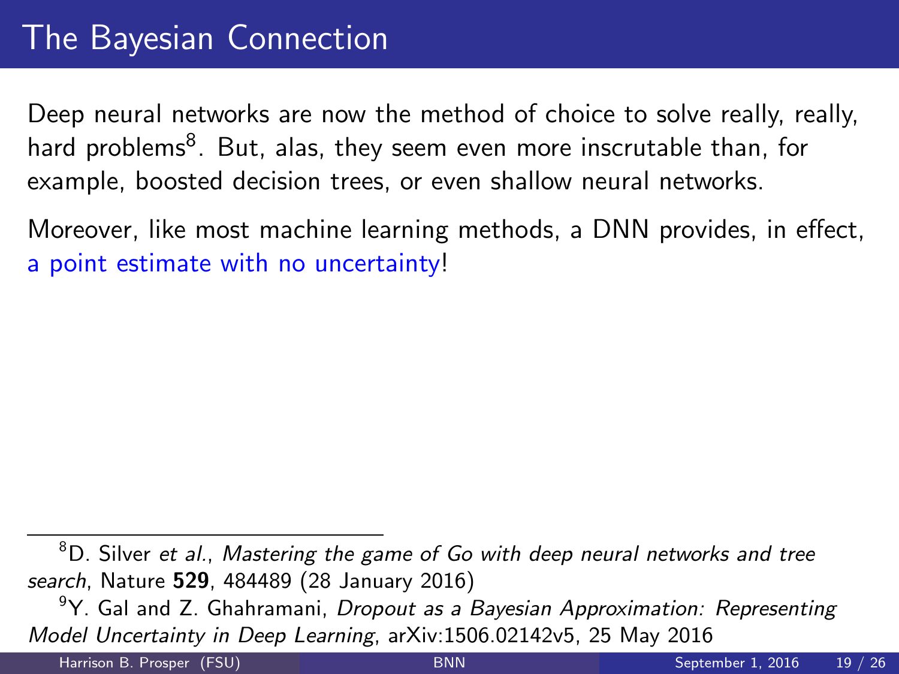# The Bayesian Connection

Deep neural networks are now the method of choice to solve really, really, hard problems[8]. But, alas, they seem even more inscrutable than, for example, boosted decision trees, or even shallow neural networks.

Moreover, like most machine learning methods, a DNN provides, in effect, a point estimate with no uncertainty!

---

[8] D. Silver *et al.*, *Mastering the game of Go with deep neural networks and tree search*, Nature **529**, 484489 (28 January 2016)

[9] Y. Gal and Z. Ghahramani, *Dropout as a Bayesian Approximation: Representing Model Uncertainty in Deep Learning*, arXiv:1506.02142v5, 25 May 2016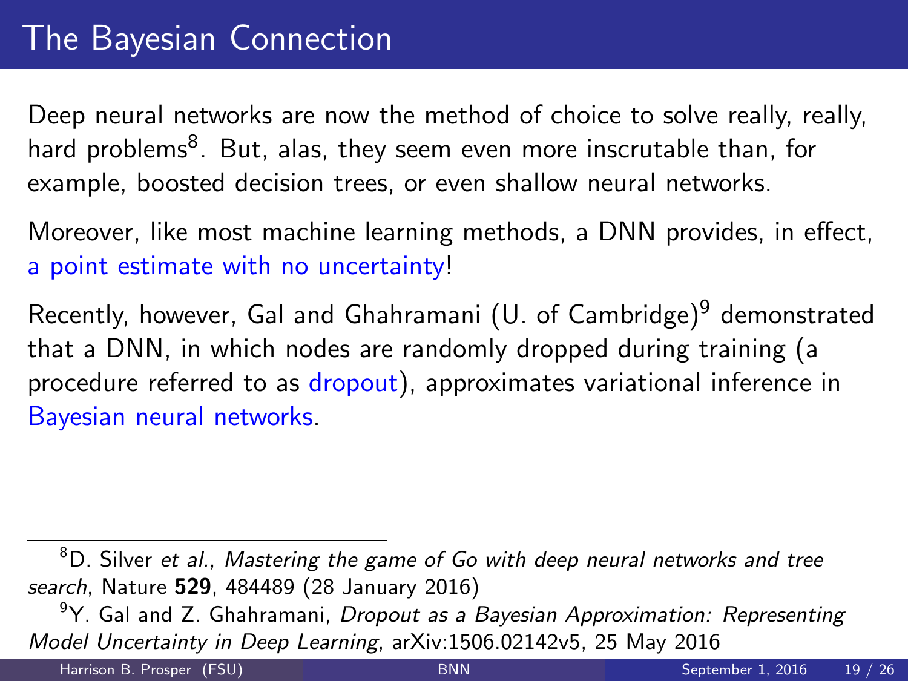# The Bayesian Connection

Deep neural networks are now the method of choice to solve really, really, hard problems[8]. But, alas, they seem even more inscrutable than, for example, boosted decision trees, or even shallow neural networks.

Moreover, like most machine learning methods, a DNN provides, in effect, a point estimate with no uncertainty!

Recently, however, Gal and Ghahramani (U. of Cambridge)[9] demonstrated that a DNN, in which nodes are randomly dropped during training (a procedure referred to as dropout), approximates variational inference in Bayesian neural networks.

---

[8] D. Silver *et al.*, *Mastering the game of Go with deep neural networks and tree search*, Nature **529**, 484489 (28 January 2016)

[9] Y. Gal and Z. Ghahramani, *Dropout as a Bayesian Approximation: Representing Model Uncertainty in Deep Learning*, arXiv:1506.02142v5, 25 May 2016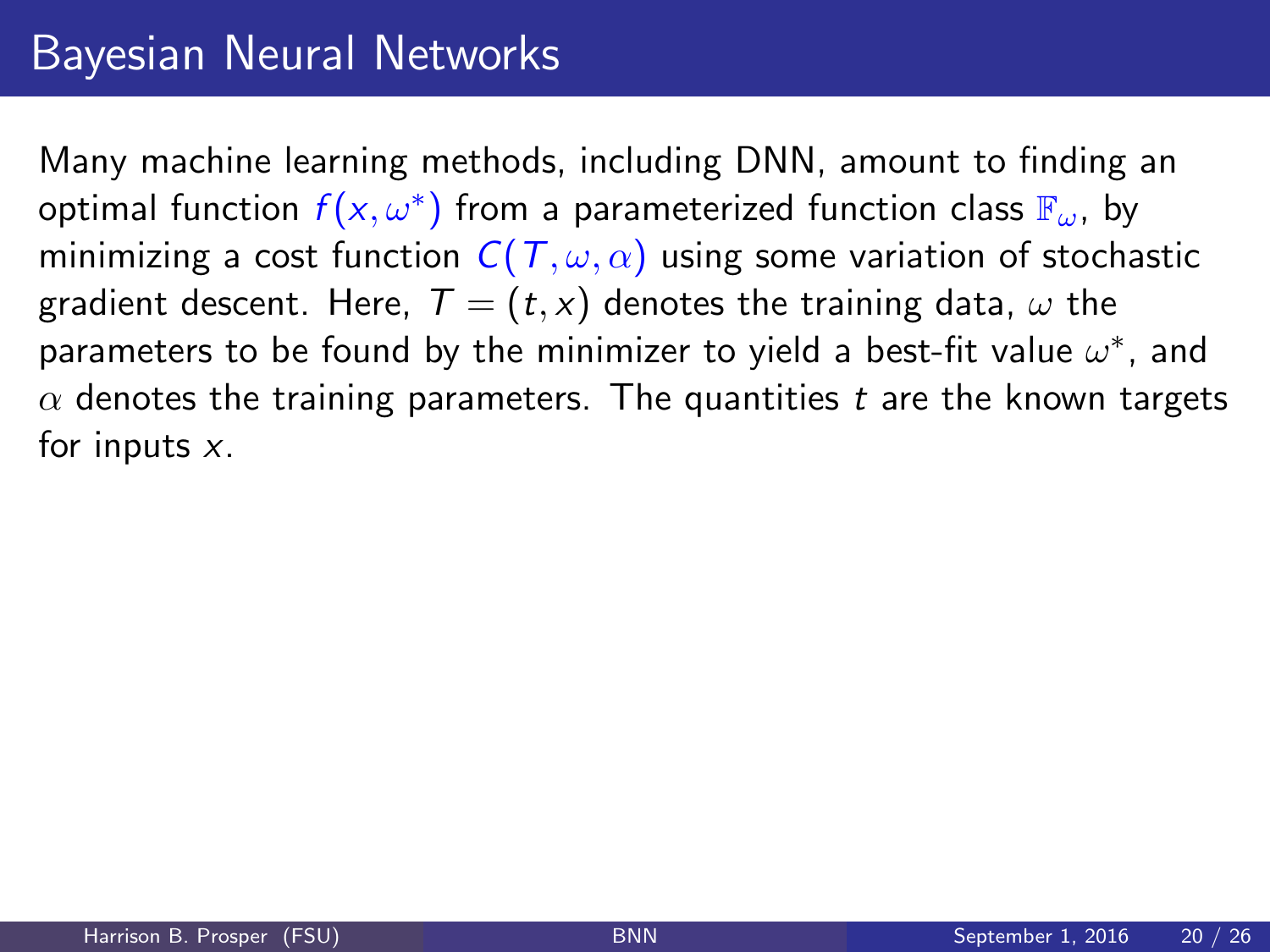# Bayesian Neural Networks

Many machine learning methods, including DNN, amount to finding an optimal function $f(x, \omega^*)$ from a parameterized function class $\mathbb{F}_\omega$, by minimizing a cost function $C(T, \omega, \alpha)$ using some variation of stochastic gradient descent. Here, $T = (t, x)$ denotes the training data, $\omega$ the parameters to be found by the minimizer to yield a best-fit value $\omega^*$, and $\alpha$ denotes the training parameters. The quantities $t$ are the known targets for inputs $x$.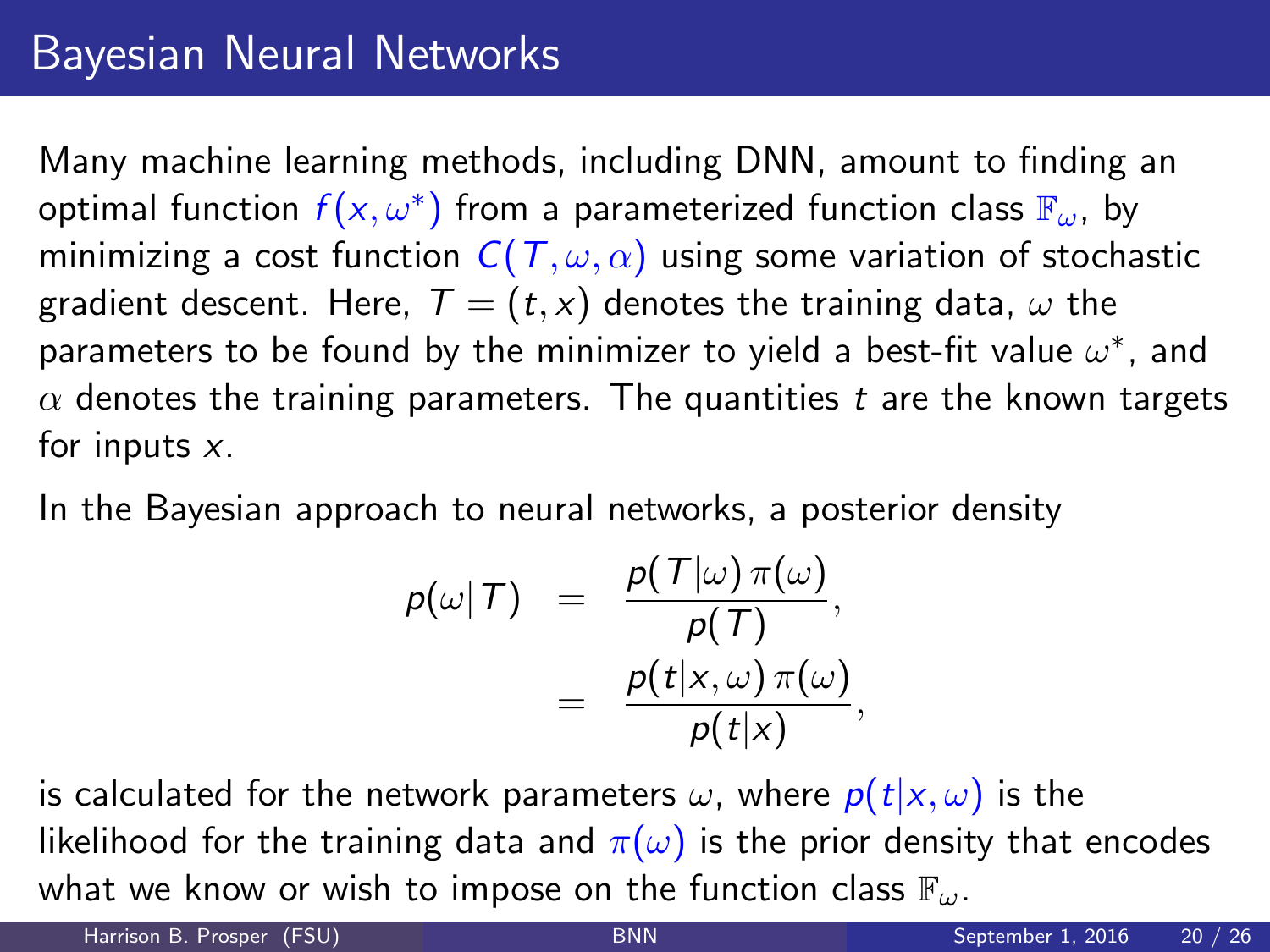# Bayesian Neural Networks

Many machine learning methods, including DNN, amount to finding an optimal function $f(x, \omega^*)$ from a parameterized function class $\mathbb{F}_\omega$, by minimizing a cost function $C(T, \omega, \alpha)$ using some variation of stochastic gradient descent. Here, $T = (t, x)$ denotes the training data, $\omega$ the parameters to be found by the minimizer to yield a best-fit value $\omega^*$, and $\alpha$ denotes the training parameters. The quantities $t$ are the known targets for inputs $x$.

In the Bayesian approach to neural networks, a posterior density

$$
\begin{aligned}
p(\omega|T) &= \frac{p(T|\omega)\,\pi(\omega)}{p(T)}, \\
&= \frac{p(t|x,\omega)\,\pi(\omega)}{p(t|x)},
\end{aligned}
$$

is calculated for the network parameters $\omega$, where $p(t|x, \omega)$ is the likelihood for the training data and $\pi(\omega)$ is the prior density that encodes what we know or wish to impose on the function class $\mathbb{F}_\omega$.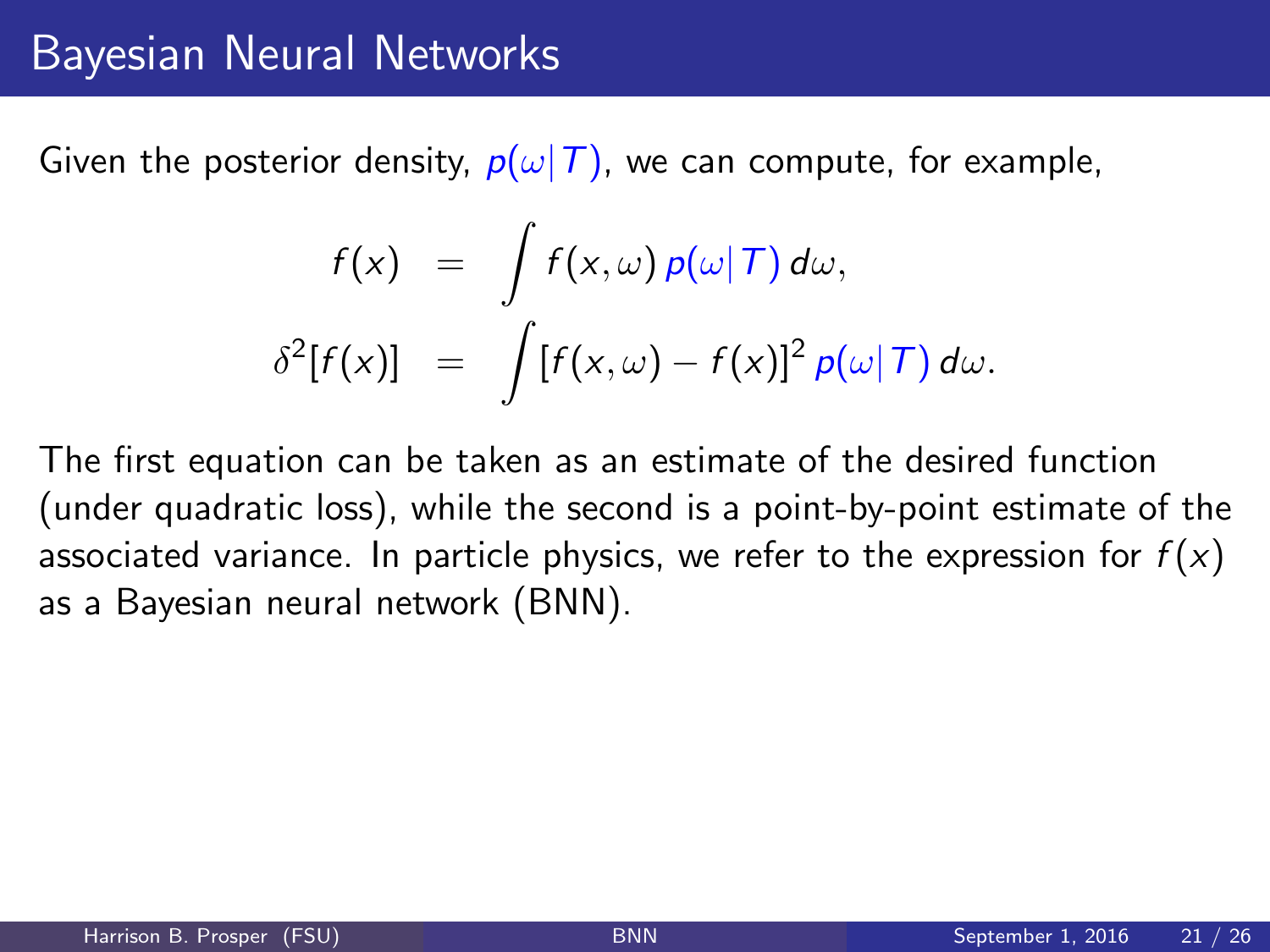# Bayesian Neural Networks

Given the posterior density, $p(\omega|T)$, we can compute, for example,

$$
\begin{aligned}
f(x) &= \int f(x, \omega)\, p(\omega|T)\, d\omega, \\
\delta^2[f(x)] &= \int [f(x, \omega) - f(x)]^2\, p(\omega|T)\, d\omega.
\end{aligned}
$$

The first equation can be taken as an estimate of the desired function (under quadratic loss), while the second is a point-by-point estimate of the associated variance. In particle physics, we refer to the expression for $f(x)$ as a Bayesian neural network (BNN).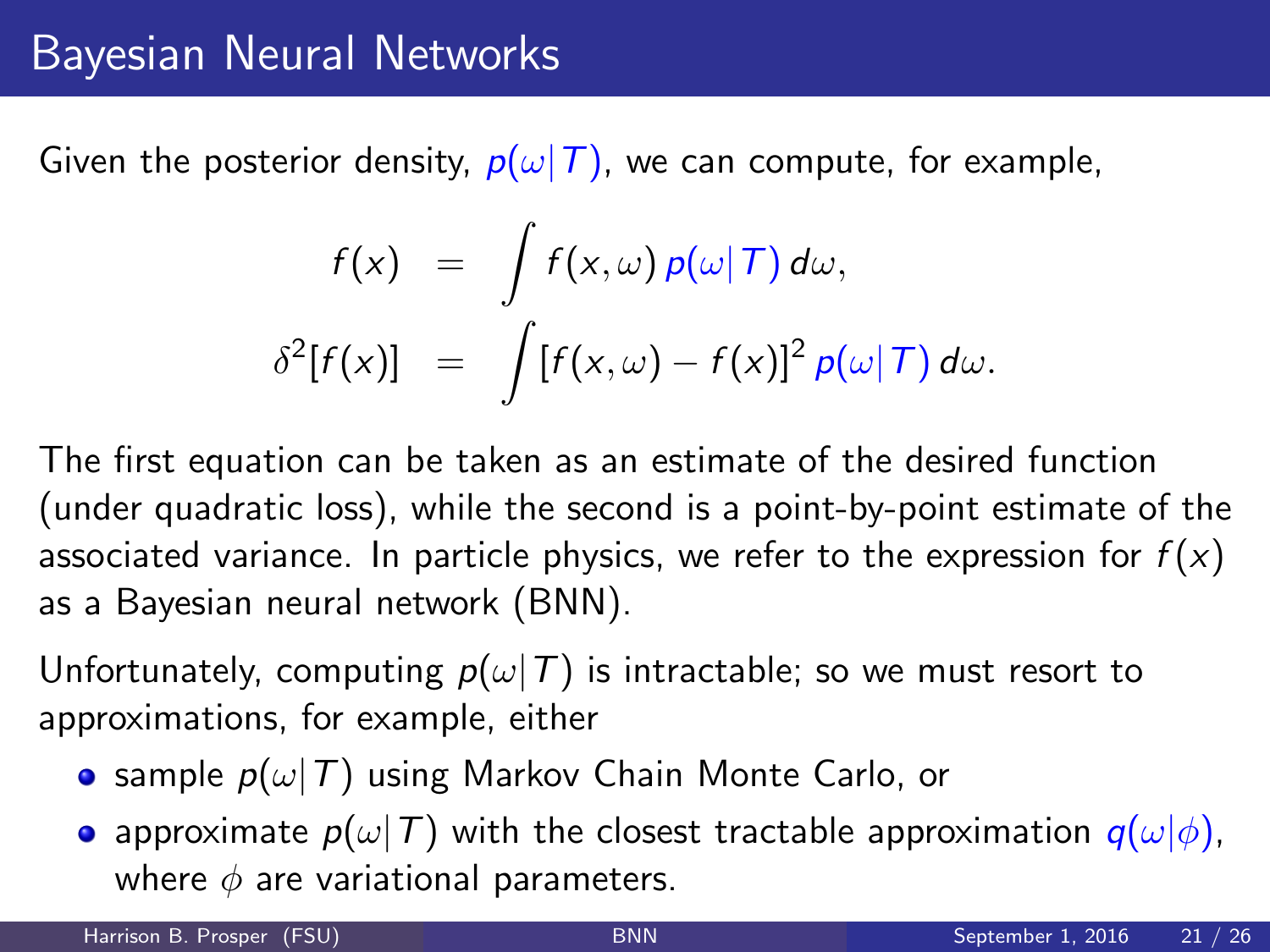# Bayesian Neural Networks

Given the posterior density, $p(\omega|T)$, we can compute, for example,

$$
\begin{aligned}
f(x) &= \int f(x, \omega)\, p(\omega|T)\, d\omega, \\
\delta^2[f(x)] &= \int [f(x, \omega) - f(x)]^2\, p(\omega|T)\, d\omega.
\end{aligned}
$$

The first equation can be taken as an estimate of the desired function (under quadratic loss), while the second is a point-by-point estimate of the associated variance. In particle physics, we refer to the expression for $f(x)$ as a Bayesian neural network (BNN).

Unfortunately, computing $p(\omega|T)$ is intractable; so we must resort to approximations, for example, either

- sample $p(\omega|T)$ using Markov Chain Monte Carlo, or
- approximate $p(\omega|T)$ with the closest tractable approximation $q(\omega|\phi)$, where $\phi$ are variational parameters.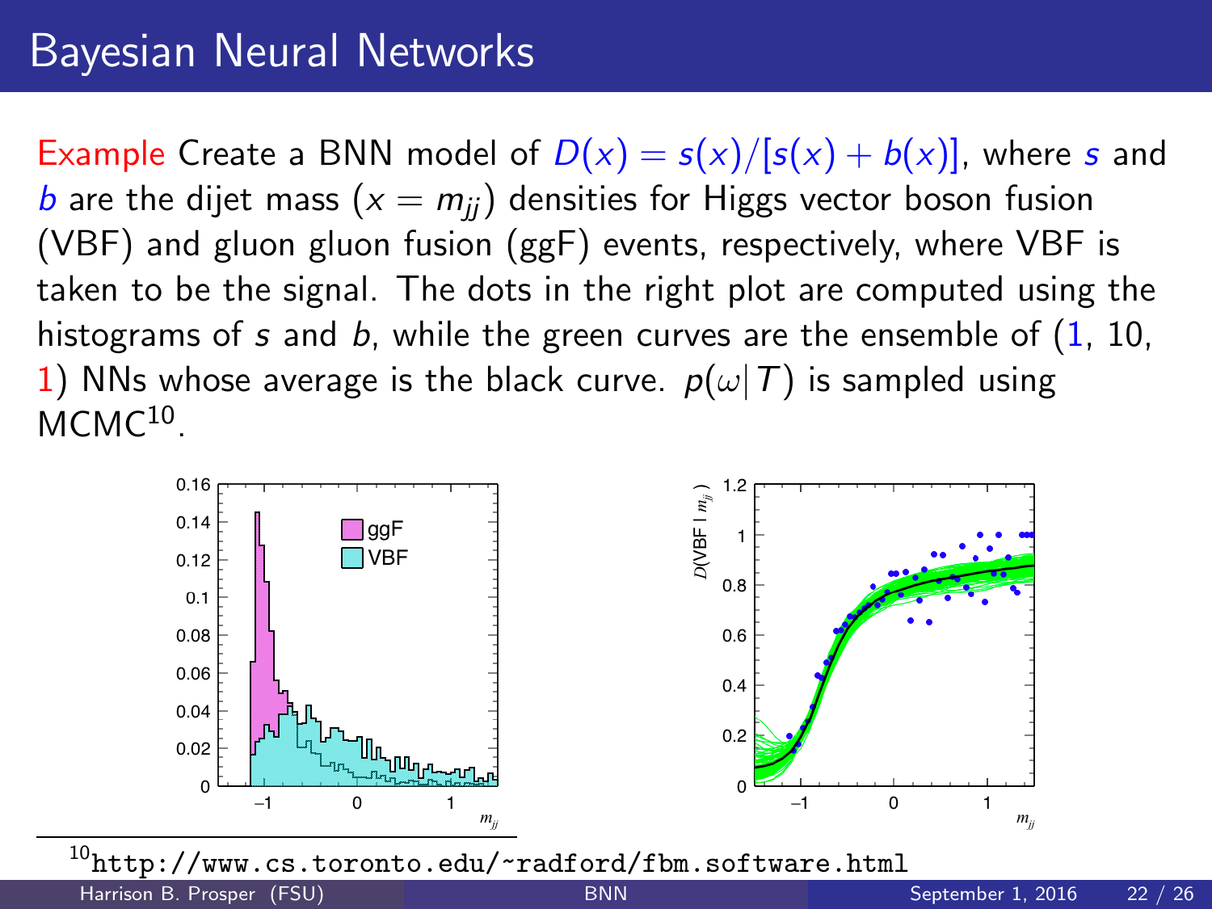# Bayesian Neural Networks

Example Create a BNN model of $D(x) = s(x)/[s(x) + b(x)]$, where $s$ and $b$ are the dijet mass ($x = m_{jj}$) densities for Higgs vector boson fusion (VBF) and gluon gluon fusion (ggF) events, respectively, where VBF is taken to be the signal. The dots in the right plot are computed using the histograms of $s$ and $b$, while the green curves are the ensemble of (1, 10, 1) NNs whose average is the black curve. $p(\omega|T)$ is sampled using MCMC[10].

0.16
0.14
0.12
0.1
0.08
0.06
0.04
0.02
0
ggF
VBF
−1
0
1
$m_{jj}$

$D(\text{VBF} \mid m_{jj})$
1.2
1
0.8
0.6
0.4
0.2
0
−1
0
1
$m_{jj}$

[10] http://www.cs.toronto.edu/~radford/fbm.software.html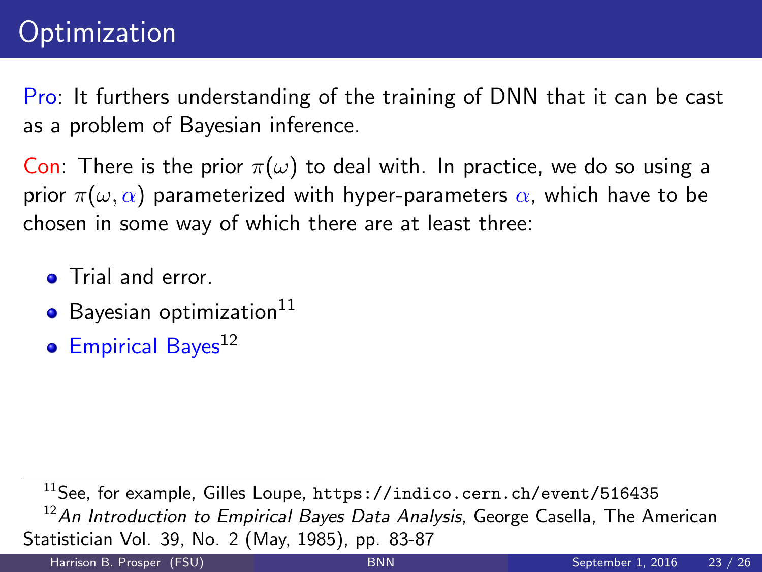# Optimization

Pro: It furthers understanding of the training of DNN that it can be cast as a problem of Bayesian inference.

Con: There is the prior $\pi(\omega)$ to deal with. In practice, we do so using a prior $\pi(\omega, \alpha)$ parameterized with hyper-parameters $\alpha$, which have to be chosen in some way of which there are at least three:

- Trial and error.
- Bayesian optimization[11]
- Empirical Bayes[12]

---

[11] See, for example, Gilles Loupe, `https://indico.cern.ch/event/516435`

[12] *An Introduction to Empirical Bayes Data Analysis*, George Casella, The American Statistician Vol. 39, No. 2 (May, 1985), pp. 83-87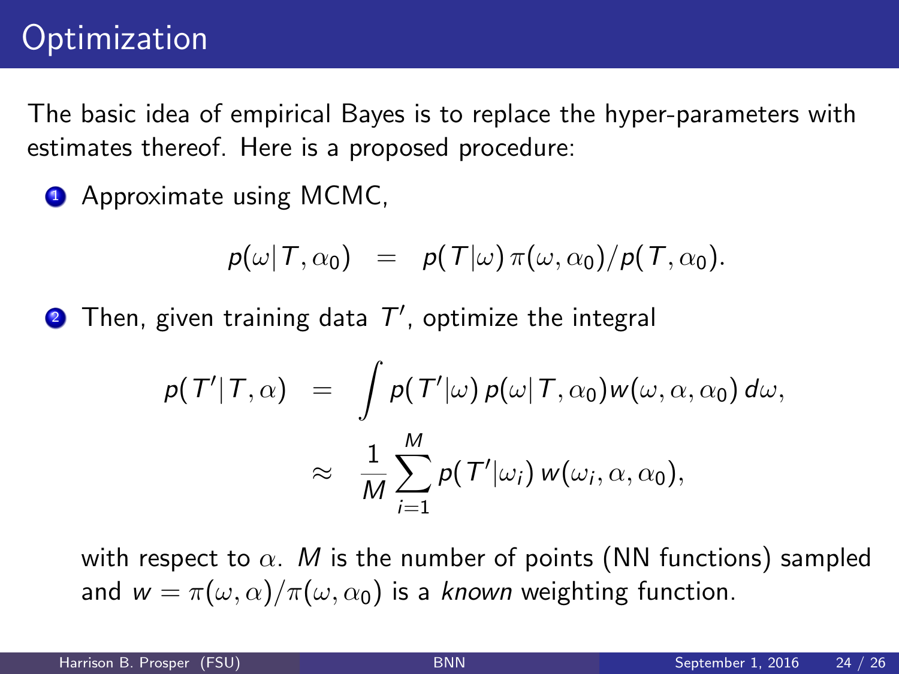# Optimization

The basic idea of empirical Bayes is to replace the hyper-parameters with estimates thereof. Here is a proposed procedure:

1. Approximate using MCMC,

$$p(\omega|T, \alpha_0) \quad = \quad p(T|\omega)\,\pi(\omega, \alpha_0)/p(T, \alpha_0).$$

2. Then, given training data $T'$, optimize the integral

$$\begin{aligned} p(T'|T, \alpha) &= \int p(T'|\omega)\, p(\omega|T, \alpha_0) w(\omega, \alpha, \alpha_0)\, d\omega, \\ &\approx \frac{1}{M} \sum_{i=1}^{M} p(T'|\omega_i)\, w(\omega_i, \alpha, \alpha_0), \end{aligned}$$

   with respect to $\alpha$. $M$ is the number of points (NN functions) sampled and $w = \pi(\omega, \alpha)/\pi(\omega, \alpha_0)$ is a *known* weighting function.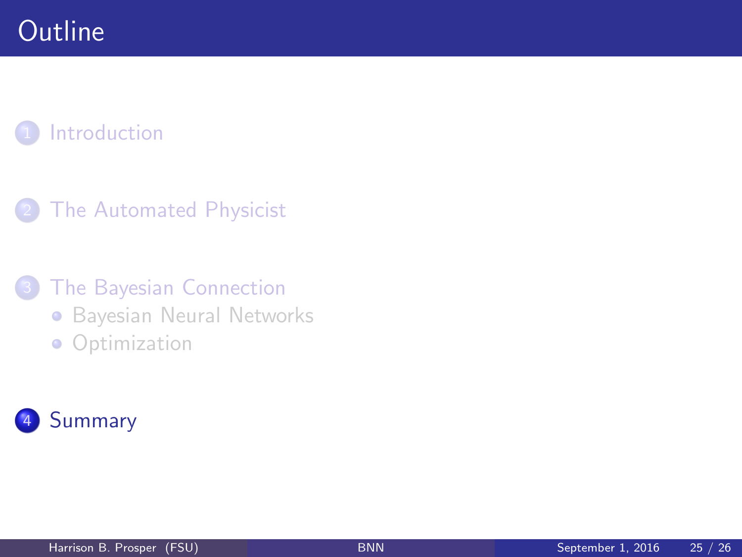# Outline

1. Introduction

2. The Automated Physicist

3. The Bayesian Connection
   - Bayesian Neural Networks
   - Optimization

4. Summary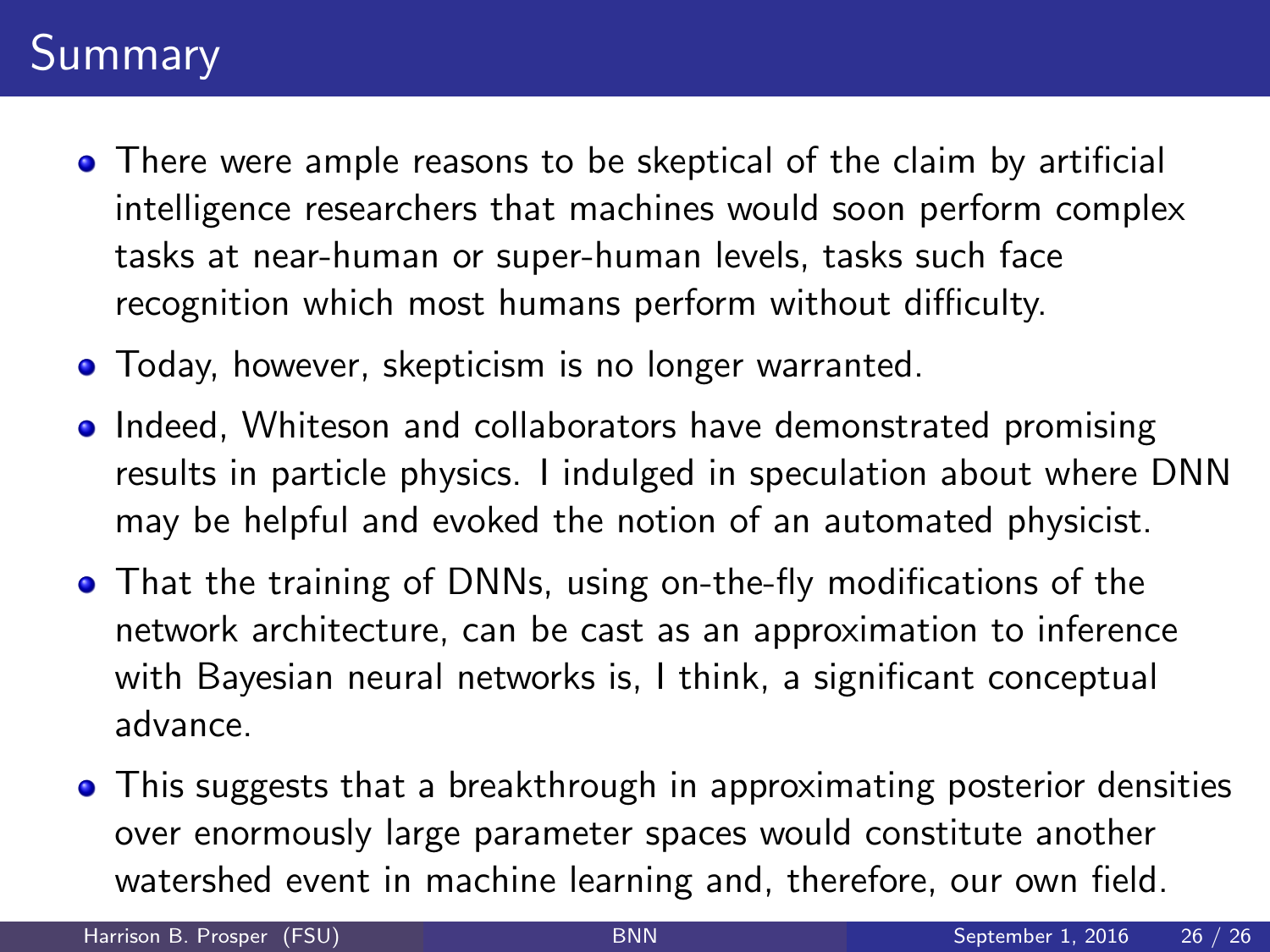# Summary

- There were ample reasons to be skeptical of the claim by artificial intelligence researchers that machines would soon perform complex tasks at near-human or super-human levels, tasks such face recognition which most humans perform without difficulty.
- Today, however, skepticism is no longer warranted.
- Indeed, Whiteson and collaborators have demonstrated promising results in particle physics. I indulged in speculation about where DNN may be helpful and evoked the notion of an automated physicist.
- That the training of DNNs, using on-the-fly modifications of the network architecture, can be cast as an approximation to inference with Bayesian neural networks is, I think, a significant conceptual advance.
- This suggests that a breakthrough in approximating posterior densities over enormously large parameter spaces would constitute another watershed event in machine learning and, therefore, our own field.